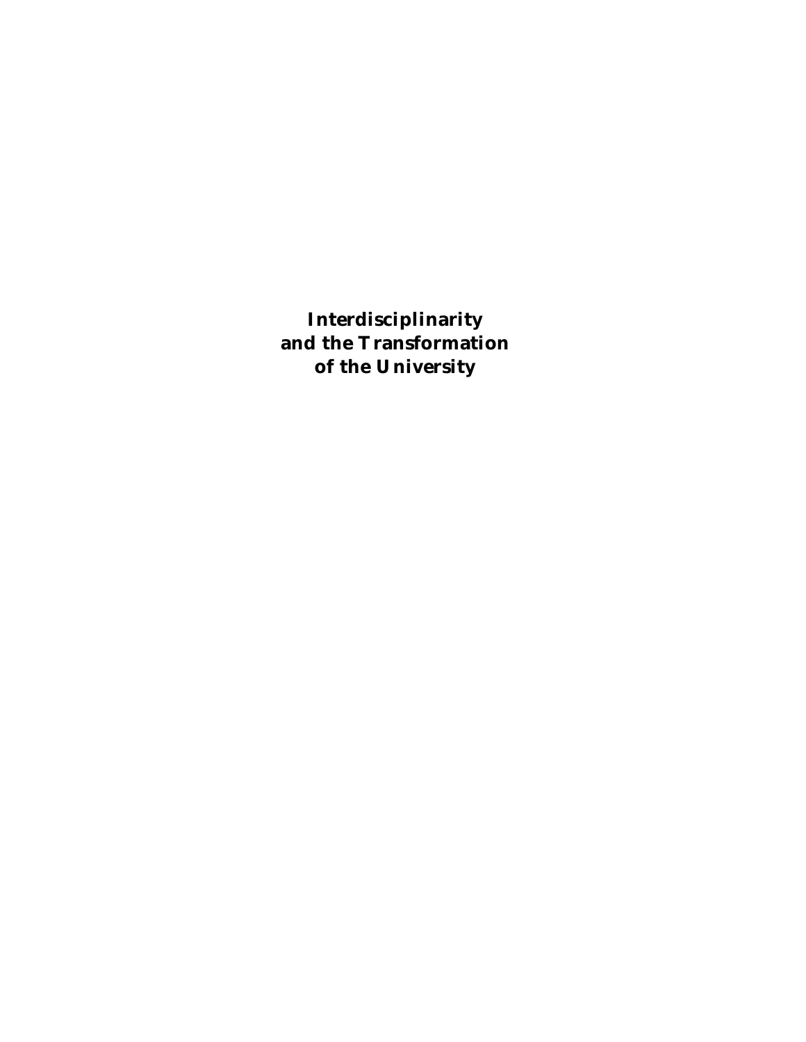# Interdisciplinarity and the Transformation of the University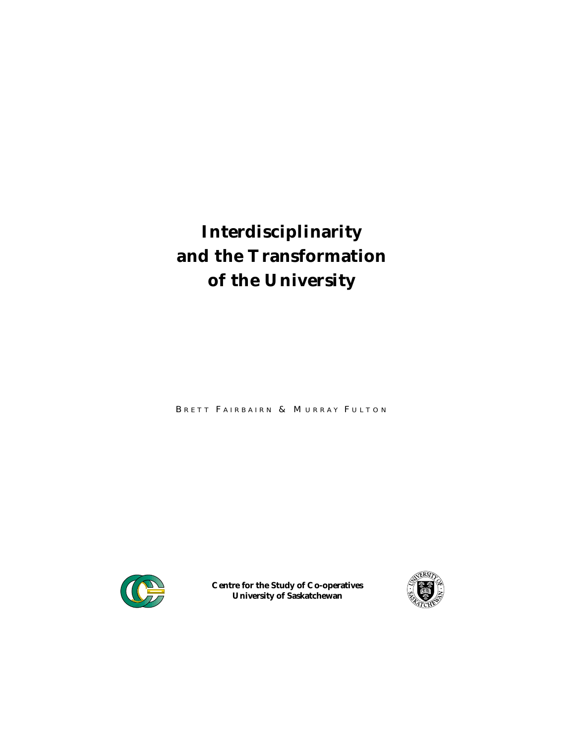# Interdisciplinarity and the Transformation of the University

BRETT FAIRBAIRN & MURRAY FULTON

**Centre for the Study of Co-operatives**
**University of Saskatchewan**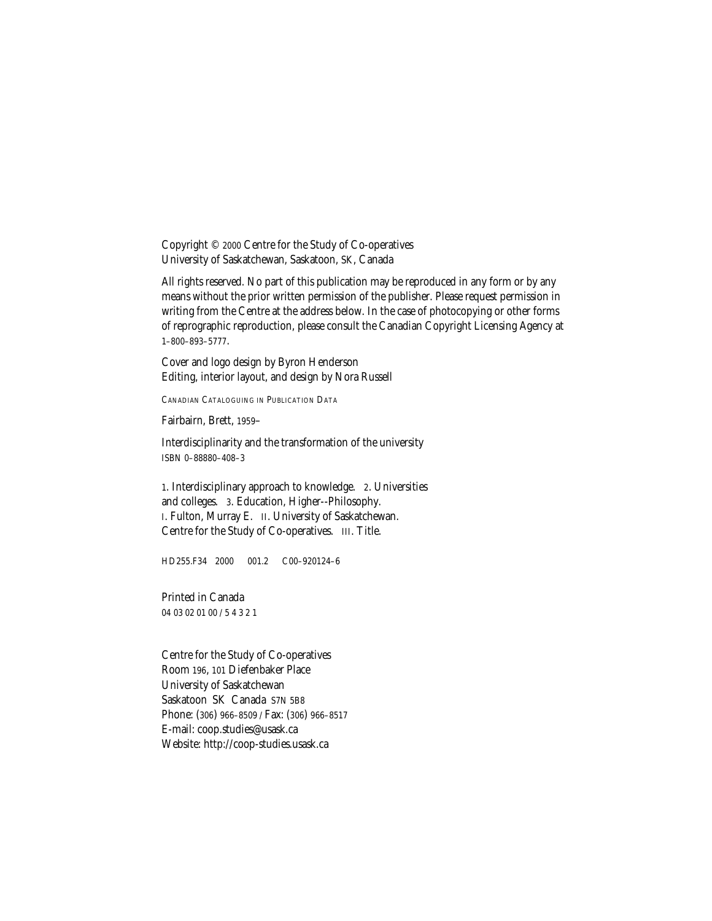Copyright © 2000 Centre for the Study of Co-operatives
University of Saskatchewan, Saskatoon, SK, Canada

All rights reserved. No part of this publication may be reproduced in any form or by any means without the prior written permission of the publisher. Please request permission in writing from the Centre at the address below. In the case of photocopying or other forms of reprographic reproduction, please consult the Canadian Copyright Licensing Agency at 1–800–893–5777.

Cover and logo design by Byron Henderson
Editing, interior layout, and design by Nora Russell

CANADIAN CATALOGUING IN PUBLICATION DATA

Fairbairn, Brett, 1959–

Interdisciplinarity and the transformation of the university
ISBN 0–88880–408–3

1. Interdisciplinary approach to knowledge. 2. Universities and colleges. 3. Education, Higher--Philosophy.
I. Fulton, Murray E. II. University of Saskatchewan. Centre for the Study of Co-operatives. III. Title.

HD255.F34 2000 001.2 C00–920124–6

Printed in Canada
04 03 02 01 00 / 5 4 3 2 1

Centre for the Study of Co-operatives
Room 196, 101 Diefenbaker Place
University of Saskatchewan
Saskatoon SK Canada S7N 5B8
Phone: (306) 966–8509 / Fax: (306) 966–8517
E-mail: coop.studies@usask.ca
Website: http://coop-studies.usask.ca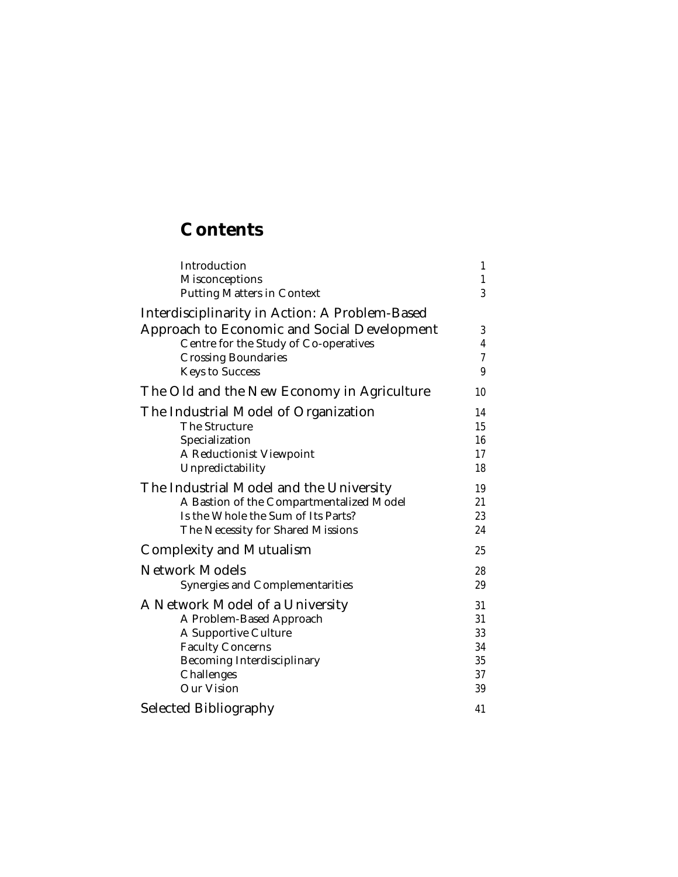# Contents

| | |
|---|---|
| Introduction | 1 |
| Misconceptions | 1 |
| Putting Matters in Context | 3 |
| **Interdisciplinarity in Action: A Problem-Based Approach to Economic and Social Development** | 3 |
| Centre for the Study of Co-operatives | 4 |
| Crossing Boundaries | 7 |
| Keys to Success | 9 |
| **The Old and the New Economy in Agriculture** | 10 |
| **The Industrial Model of Organization** | 14 |
| The Structure | 15 |
| Specialization | 16 |
| A Reductionist Viewpoint | 17 |
| Unpredictability | 18 |
| **The Industrial Model and the University** | 19 |
| A Bastion of the Compartmentalized Model | 21 |
| Is the Whole the Sum of Its Parts? | 23 |
| The Necessity for Shared Missions | 24 |
| **Complexity and Mutualism** | 25 |
| **Network Models** | 28 |
| Synergies and Complementarities | 29 |
| **A Network Model of a University** | 31 |
| A Problem-Based Approach | 31 |
| A Supportive Culture | 33 |
| Faculty Concerns | 34 |
| Becoming Interdisciplinary | 35 |
| Challenges | 37 |
| Our Vision | 39 |
| **Selected Bibliography** | 41 |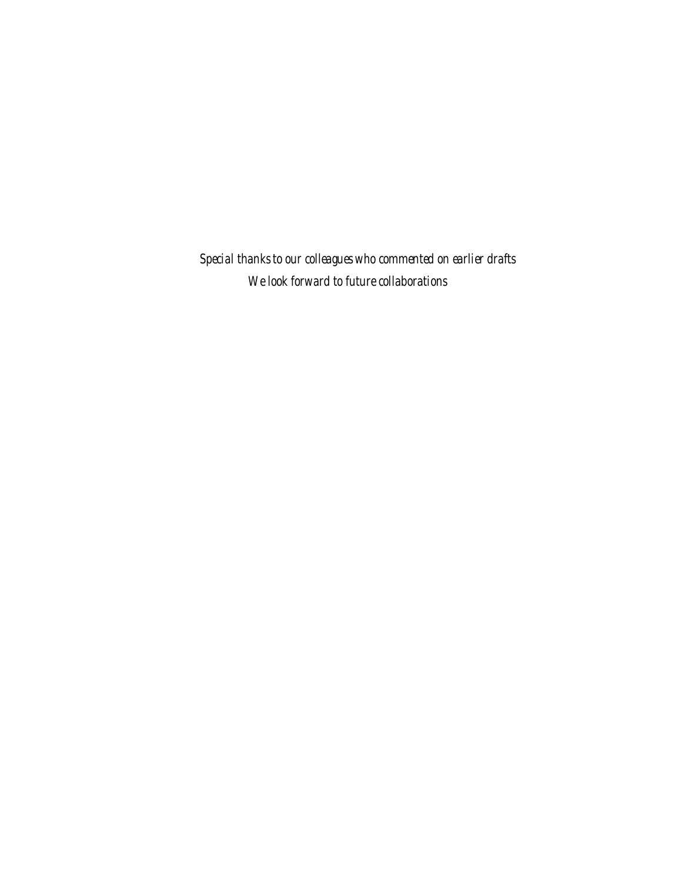*Special thanks to our colleagues who commented on earlier drafts*

*We look forward to future collaborations*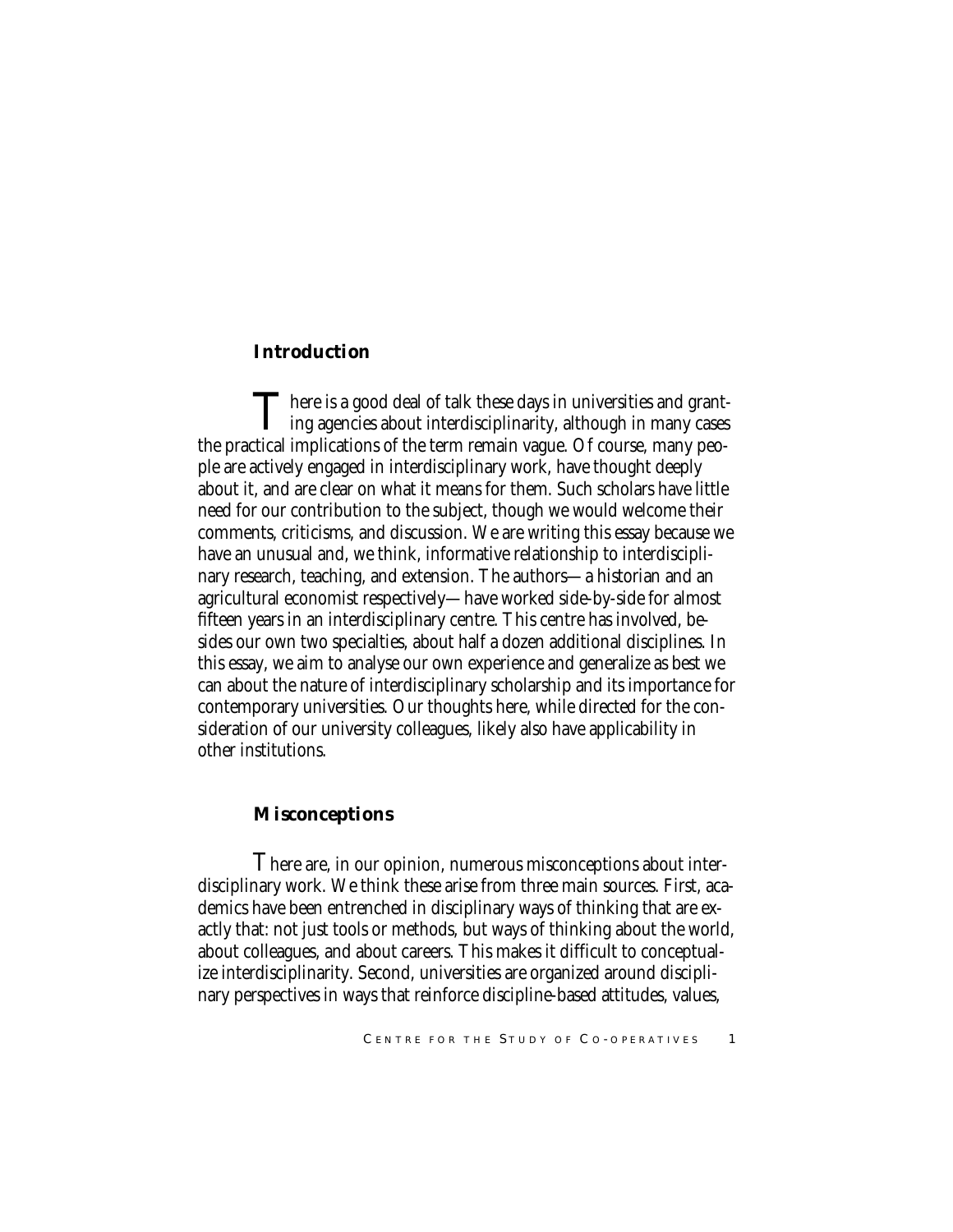## Introduction

There is a good deal of talk these days in universities and granting agencies about interdisciplinarity, although in many cases the practical implications of the term remain vague. Of course, many people are actively engaged in interdisciplinary work, have thought deeply about it, and are clear on what it means for them. Such scholars have little need for our contribution to the subject, though we would welcome their comments, criticisms, and discussion. We are writing this essay because we have an unusual and, we think, informative relationship to interdisciplinary research, teaching, and extension. The authors—a historian and an agricultural economist respectively—have worked side-by-side for almost fifteen years in an interdisciplinary centre. This centre has involved, besides our own two specialties, about half a dozen additional disciplines. In this essay, we aim to analyse our own experience and generalize as best we can about the nature of interdisciplinary scholarship and its importance for contemporary universities. Our thoughts here, while directed for the consideration of our university colleagues, likely also have applicability in other institutions.

## Misconceptions

There are, in our opinion, numerous misconceptions about interdisciplinary work. We think these arise from three main sources. First, academics have been entrenched in disciplinary ways of thinking that are exactly that: not just tools or methods, but ways of thinking about the world, about colleagues, and about careers. This makes it difficult to conceptualize interdisciplinarity. Second, universities are organized around disciplinary perspectives in ways that reinforce discipline-based attitudes, values,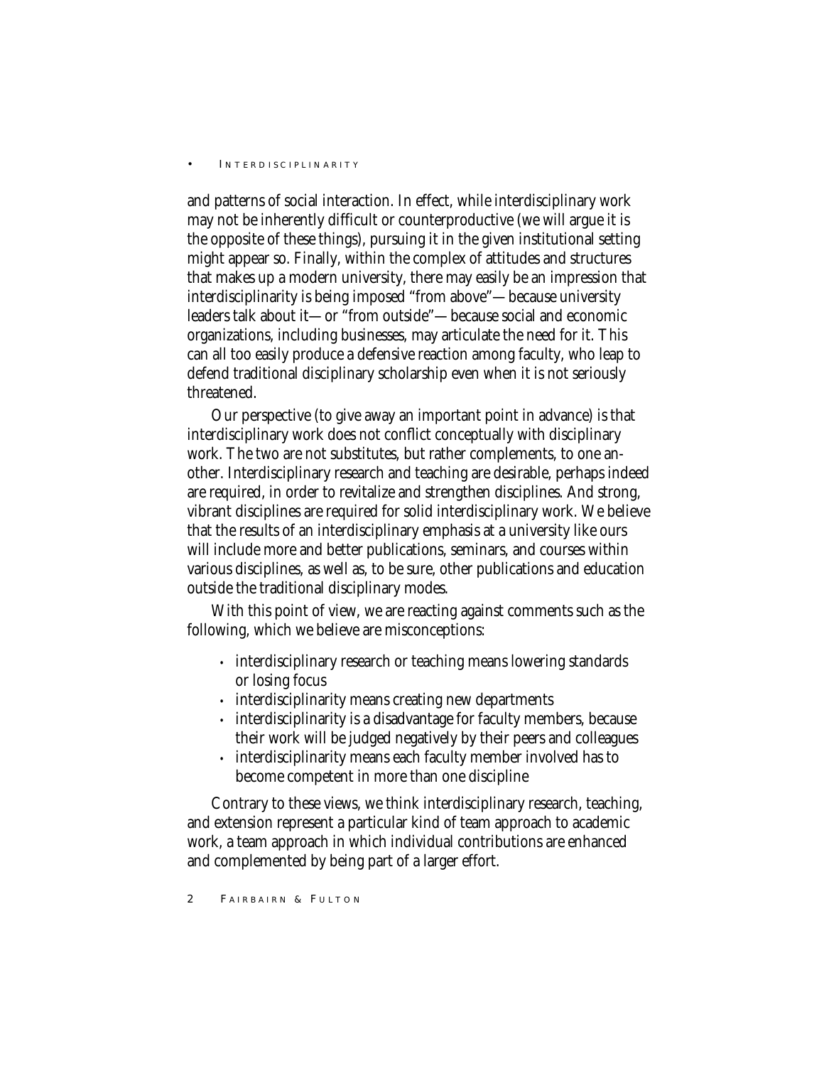and patterns of social interaction. In effect, while interdisciplinary work may not be inherently difficult or counterproductive (we will argue it is the opposite of these things), pursuing it in the given institutional setting might appear so. Finally, within the complex of attitudes and structures that makes up a modern university, there may easily be an impression that interdisciplinarity is being imposed "from above"—because university leaders talk about it—or "from outside"—because social and economic organizations, including businesses, may articulate the need for it. This can all too easily produce a defensive reaction among faculty, who leap to defend traditional disciplinary scholarship even when it is not seriously threatened.

Our perspective (to give away an important point in advance) is that interdisciplinary work does not conflict conceptually with disciplinary work. The two are not substitutes, but rather complements, to one another. Interdisciplinary research and teaching are desirable, perhaps indeed are required, in order to revitalize and strengthen disciplines. And strong, vibrant disciplines are required for solid interdisciplinary work. We believe that the results of an interdisciplinary emphasis at a university like ours will include more and better publications, seminars, and courses within various disciplines, as well as, to be sure, other publications and education outside the traditional disciplinary modes.

With this point of view, we are reacting against comments such as the following, which we believe are misconceptions:

- interdisciplinary research or teaching means lowering standards or losing focus
- interdisciplinarity means creating new departments
- interdisciplinarity is a disadvantage for faculty members, because their work will be judged negatively by their peers and colleagues
- interdisciplinarity means each faculty member involved has to become competent in more than one discipline

Contrary to these views, we think interdisciplinary research, teaching, and extension represent a particular kind of team approach to academic work, a team approach in which individual contributions are enhanced and complemented by being part of a larger effort.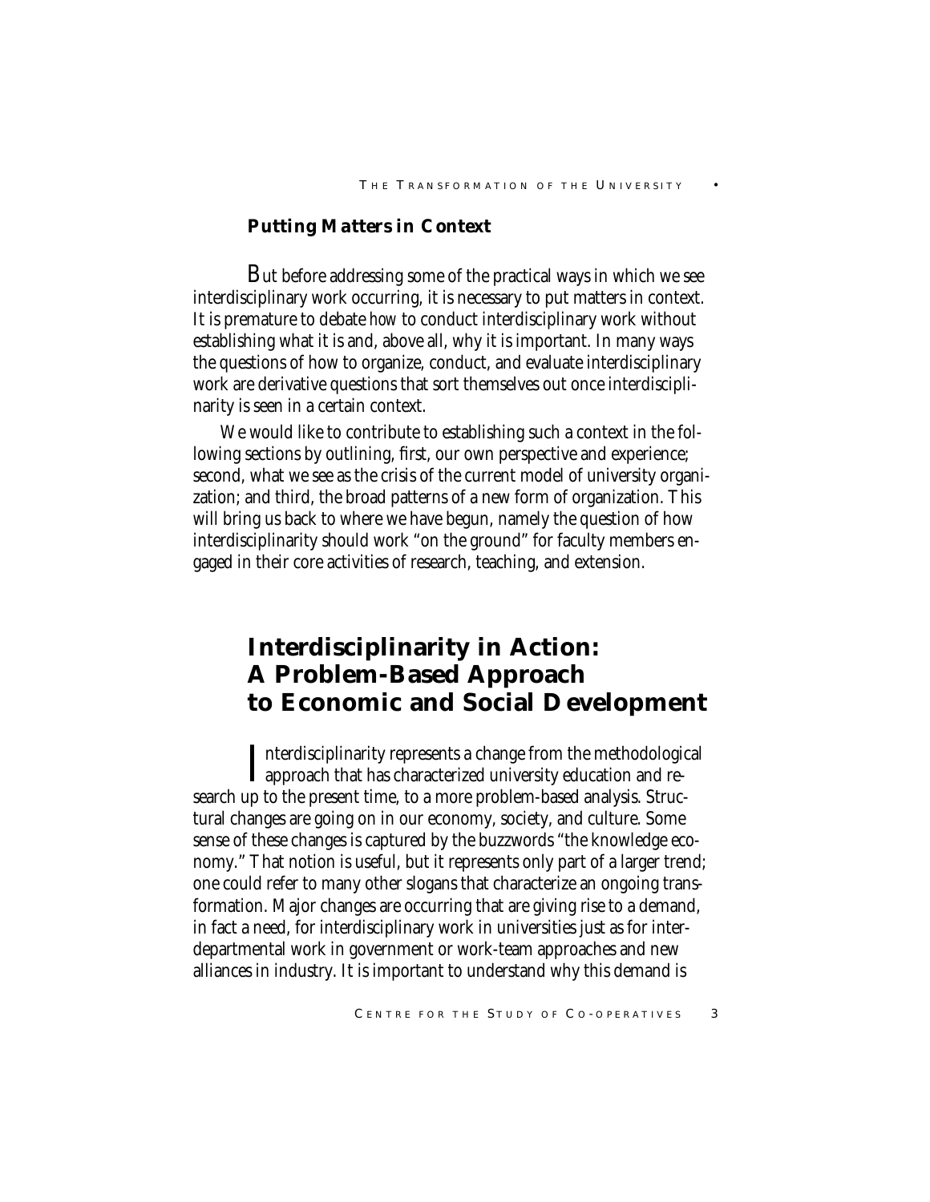### Putting Matters in Context

But before addressing some of the practical ways in which we see interdisciplinary work occurring, it is necessary to put matters in context. It is premature to debate *how* to conduct interdisciplinary work without establishing what it is and, above all, why it is important. In many ways the questions of how to organize, conduct, and evaluate interdisciplinary work are derivative questions that sort themselves out once interdisciplinarity is seen in a certain context.

We would like to contribute to establishing such a context in the following sections by outlining, first, our own perspective and experience; second, what we see as the crisis of the current model of university organization; and third, the broad patterns of a new form of organization. This will bring us back to where we have begun, namely the question of how interdisciplinarity should work "on the ground" for faculty members engaged in their core activities of research, teaching, and extension.

## Interdisciplinarity in Action: A Problem-Based Approach to Economic and Social Development

Interdisciplinarity represents a change from the methodological approach that has characterized university education and research up to the present time, to a more problem-based analysis. Structural changes are going on in our economy, society, and culture. Some sense of these changes is captured by the buzzwords "the knowledge economy." That notion is useful, but it represents only part of a larger trend; one could refer to many other slogans that characterize an ongoing transformation. Major changes are occurring that are giving rise to a demand, in fact a need, for interdisciplinary work in universities just as for interdepartmental work in government or work-team approaches and new alliances in industry. It is important to understand why this demand is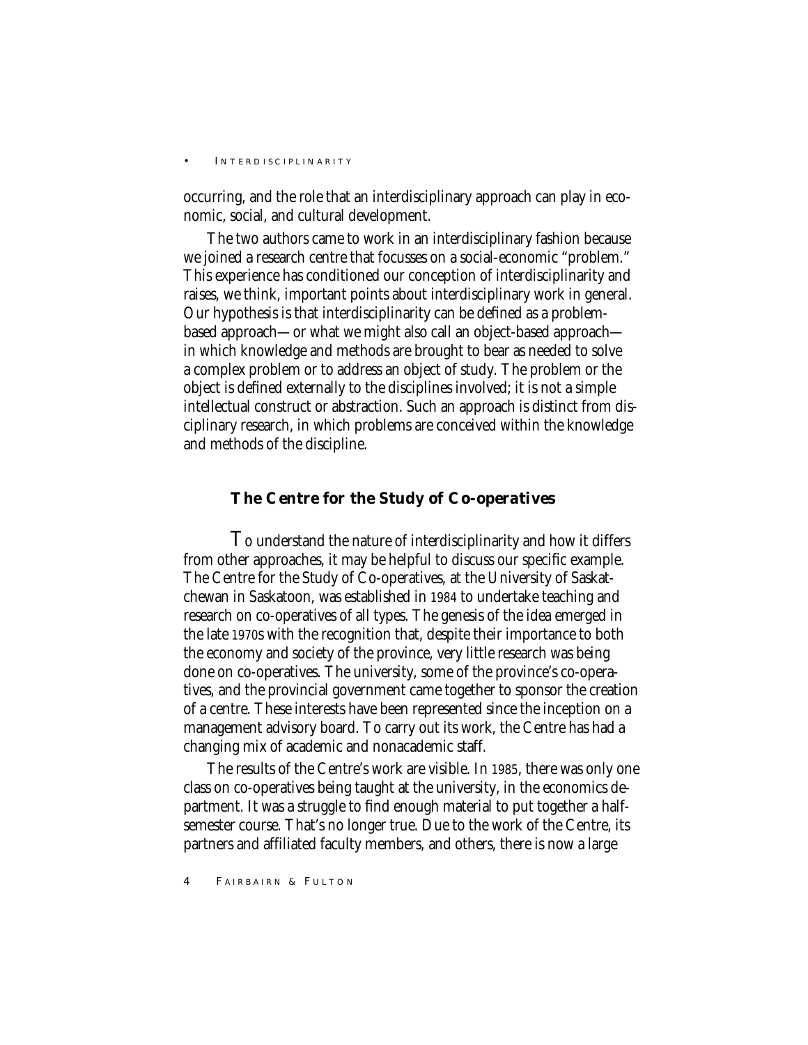occurring, and the role that an interdisciplinary approach can play in economic, social, and cultural development.

The two authors came to work in an interdisciplinary fashion because we joined a research centre that focusses on a social-economic "problem." This experience has conditioned our conception of interdisciplinarity and raises, we think, important points about interdisciplinary work in general. Our hypothesis is that interdisciplinarity can be defined as a problem-based approach—or what we might also call an object-based approach—in which knowledge and methods are brought to bear as needed to solve a complex problem or to address an object of study. The problem or the object is defined externally to the disciplines involved; it is not a simple intellectual construct or abstraction. Such an approach is distinct from disciplinary research, in which problems are conceived within the knowledge and methods of the discipline.

## The Centre for the Study of Co-operatives

To understand the nature of interdisciplinarity and how it differs from other approaches, it may be helpful to discuss our specific example. The Centre for the Study of Co-operatives, at the University of Saskatchewan in Saskatoon, was established in 1984 to undertake teaching and research on co-operatives of all types. The genesis of the idea emerged in the late 1970s with the recognition that, despite their importance to both the economy and society of the province, very little research was being done on co-operatives. The university, some of the province's co-operatives, and the provincial government came together to sponsor the creation of a centre. These interests have been represented since the inception on a management advisory board. To carry out its work, the Centre has had a changing mix of academic and nonacademic staff.

The results of the Centre's work are visible. In 1985, there was only one class on co-operatives being taught at the university, in the economics department. It was a struggle to find enough material to put together a half-semester course. That's no longer true. Due to the work of the Centre, its partners and affiliated faculty members, and others, there is now a large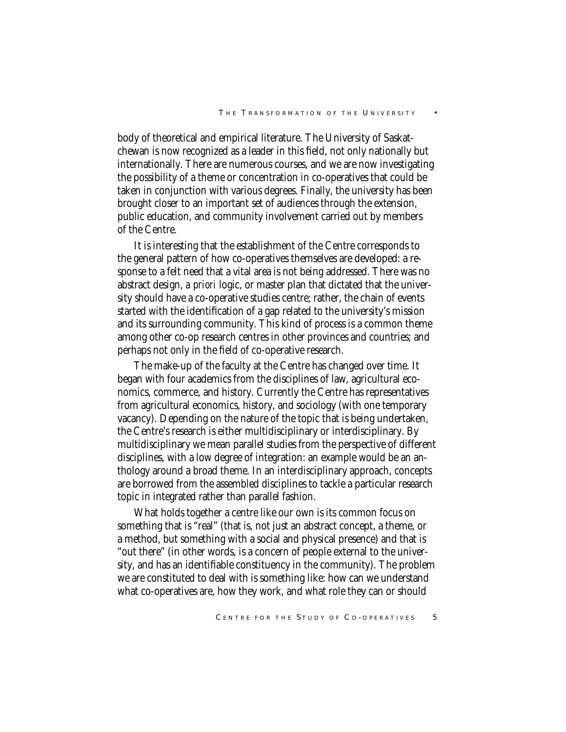body of theoretical and empirical literature. The University of Saskatchewan is now recognized as a leader in this field, not only nationally but internationally. There are numerous courses, and we are now investigating the possibility of a theme or concentration in co-operatives that could be taken in conjunction with various degrees. Finally, the university has been brought closer to an important set of audiences through the extension, public education, and community involvement carried out by members of the Centre.

It is interesting that the establishment of the Centre corresponds to the general pattern of how co-operatives themselves are developed: a response to a felt need that a vital area is not being addressed. There was no abstract design, *a priori* logic, or master plan that dictated that the university should have a co-operative studies centre; rather, the chain of events started with the identification of a gap related to the university's mission and its surrounding community. This kind of process is a common theme among other co-op research centres in other provinces and countries; and perhaps not only in the field of co-operative research.

The make-up of the faculty at the Centre has changed over time. It began with four academics from the disciplines of law, agricultural economics, commerce, and history. Currently the Centre has representatives from agricultural economics, history, and sociology (with one temporary vacancy). Depending on the nature of the topic that is being undertaken, the Centre's research is either multidisciplinary or interdisciplinary. By multidisciplinary we mean parallel studies from the perspective of different disciplines, with a low degree of integration: an example would be an anthology around a broad theme. In an interdisciplinary approach, concepts are borrowed from the assembled disciplines to tackle a particular research topic in integrated rather than parallel fashion.

What holds together a centre like our own is its common focus on something that is "real" (that is, not just an abstract concept, a theme, or a method, but something with a social and physical presence) and that is "out there" (in other words, is a concern of people external to the university, and has an identifiable constituency in the community). The problem we are constituted to deal with is something like: how can we understand what co-operatives are, how they work, and what role they can or should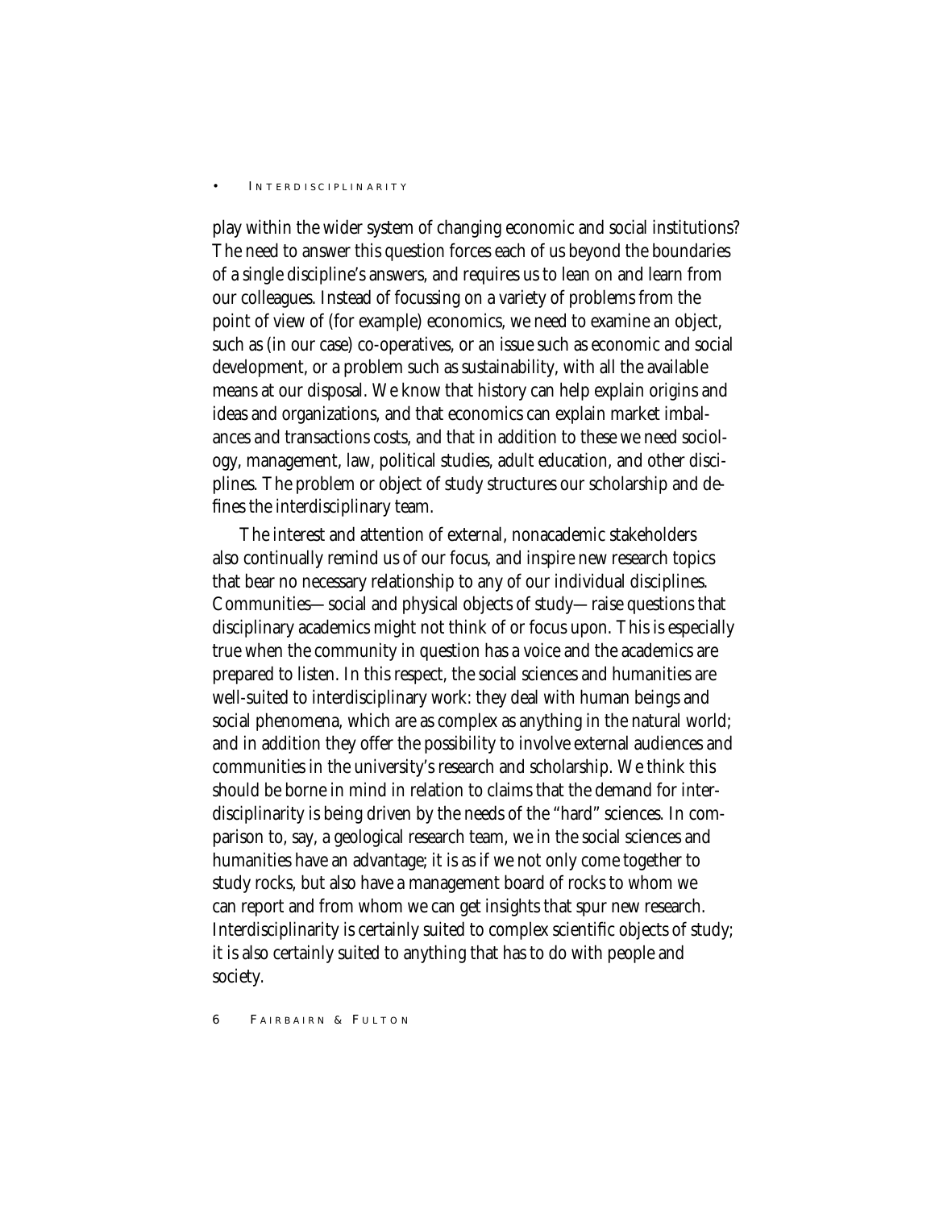play within the wider system of changing economic and social institutions? The need to answer this question forces each of us beyond the boundaries of a single discipline's answers, and requires us to lean on and learn from our colleagues. Instead of focussing on a variety of problems from the point of view of (for example) economics, we need to examine an object, such as (in our case) co-operatives, or an issue such as economic and social development, or a problem such as sustainability, with all the available means at our disposal. We know that history can help explain origins and ideas and organizations, and that economics can explain market imbalances and transactions costs, and that in addition to these we need sociology, management, law, political studies, adult education, and other disciplines. The problem or object of study structures our scholarship and defines the interdisciplinary team.

The interest and attention of external, nonacademic stakeholders also continually remind us of our focus, and inspire new research topics that bear no necessary relationship to any of our individual disciplines. Communities—social and physical objects of study—raise questions that disciplinary academics might not think of or focus upon. This is especially true when the community in question has a voice and the academics are prepared to listen. In this respect, the social sciences and humanities are well-suited to interdisciplinary work: they deal with human beings and social phenomena, which are as complex as anything in the natural world; and in addition they offer the possibility to involve external audiences and communities in the university's research and scholarship. We think this should be borne in mind in relation to claims that the demand for interdisciplinarity is being driven by the needs of the "hard" sciences. In comparison to, say, a geological research team, we in the social sciences and humanities have an advantage; it is as if we not only come together to study rocks, but also have a management board of rocks to whom we can report and from whom we can get insights that spur new research. Interdisciplinarity is certainly suited to complex scientific objects of study; it is also certainly suited to anything that has to do with people and society.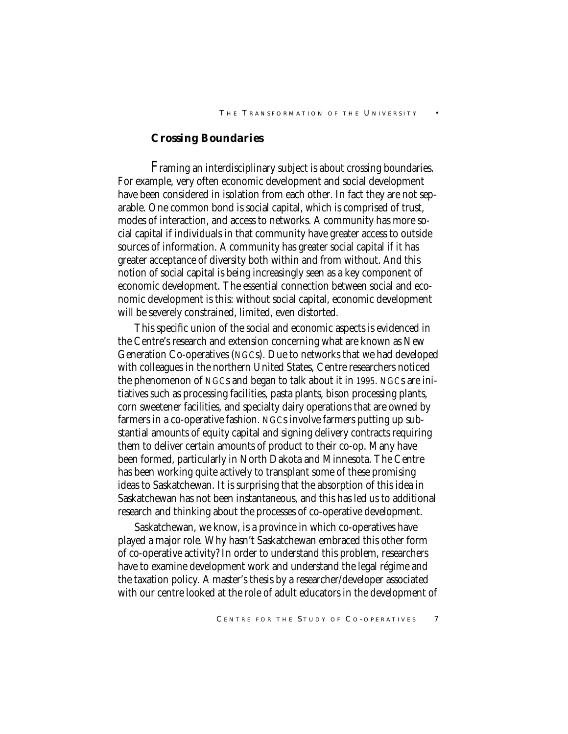### Crossing Boundaries

Framing an interdisciplinary subject is about crossing boundaries. For example, very often economic development and social development have been considered in isolation from each other. In fact they are not separable. One common bond is social capital, which is comprised of trust, modes of interaction, and access to networks. A community has more social capital if individuals in that community have greater access to outside sources of information. A community has greater social capital if it has greater acceptance of diversity both within and from without. And this notion of social capital is being increasingly seen as a key component of economic development. The essential connection between social and economic development is this: without social capital, economic development will be severely constrained, limited, even distorted.

This specific union of the social and economic aspects is evidenced in the Centre's research and extension concerning what are known as New Generation Co-operatives (NGCs). Due to networks that we had developed with colleagues in the northern United States, Centre researchers noticed the phenomenon of NGCs and began to talk about it in 1995. NGCs are initiatives such as processing facilities, pasta plants, bison processing plants, corn sweetener facilities, and specialty dairy operations that are owned by farmers in a co-operative fashion. NGCs involve farmers putting up substantial amounts of equity capital and signing delivery contracts requiring them to deliver certain amounts of product to their co-op. Many have been formed, particularly in North Dakota and Minnesota. The Centre has been working quite actively to transplant some of these promising ideas to Saskatchewan. It is surprising that the absorption of this idea in Saskatchewan has not been instantaneous, and this has led us to additional research and thinking about the processes of co-operative development.

Saskatchewan, we know, is a province in which co-operatives have played a major role. Why hasn't Saskatchewan embraced this other form of co-operative activity? In order to understand this problem, researchers have to examine development work and understand the legal régime and the taxation policy. A master's thesis by a researcher/developer associated with our centre looked at the role of adult educators in the development of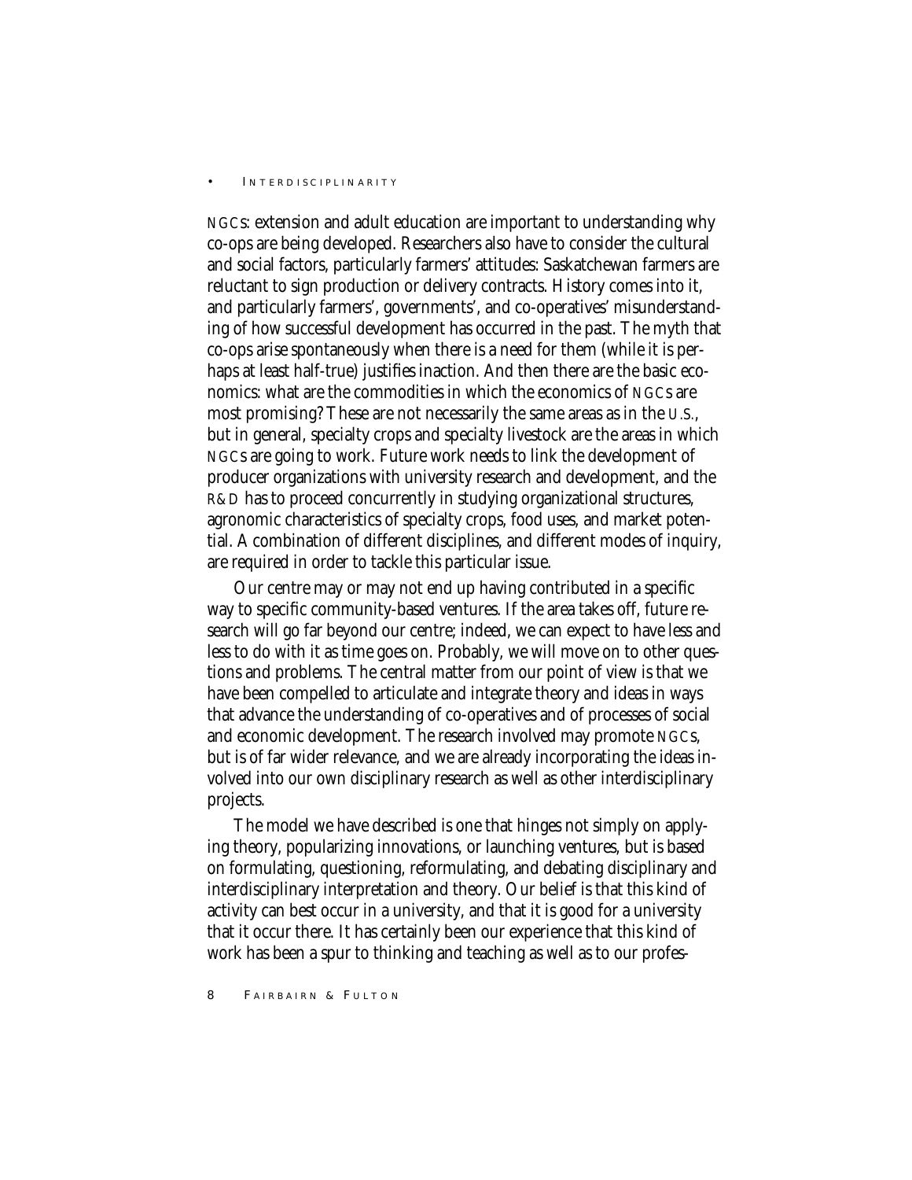NGCs: extension and adult education are important to understanding why co-ops are being developed. Researchers also have to consider the cultural and social factors, particularly farmers' attitudes: Saskatchewan farmers are reluctant to sign production or delivery contracts. History comes into it, and particularly farmers', governments', and co-operatives' misunderstanding of how successful development has occurred in the past. The myth that co-ops arise spontaneously when there is a need for them (while it is perhaps at least half-true) justifies inaction. And then there are the basic economics: what are the commodities in which the economics of NGCs are most promising? These are not necessarily the same areas as in the U.S., but in general, specialty crops and specialty livestock are the areas in which NGCs are going to work. Future work needs to link the development of producer organizations with university research and development, and the R&D has to proceed concurrently in studying organizational structures, agronomic characteristics of specialty crops, food uses, and market potential. A combination of different disciplines, and different modes of inquiry, are required in order to tackle this particular issue.

Our centre may or may not end up having contributed in a specific way to specific community-based ventures. If the area takes off, future research will go far beyond our centre; indeed, we can expect to have less and less to do with it as time goes on. Probably, we will move on to other questions and problems. The central matter from our point of view is that we have been compelled to articulate and integrate theory and ideas in ways that advance the understanding of co-operatives and of processes of social and economic development. The research involved may promote NGCs, but is of far wider relevance, and we are already incorporating the ideas involved into our own disciplinary research as well as other interdisciplinary projects.

The model we have described is one that hinges not simply on applying theory, popularizing innovations, or launching ventures, but is based on formulating, questioning, reformulating, and debating disciplinary and interdisciplinary interpretation and theory. Our belief is that this kind of activity can best occur in a university, and that it is good for a university that it occur there. It has certainly been our experience that this kind of work has been a spur to thinking and teaching as well as to our profes-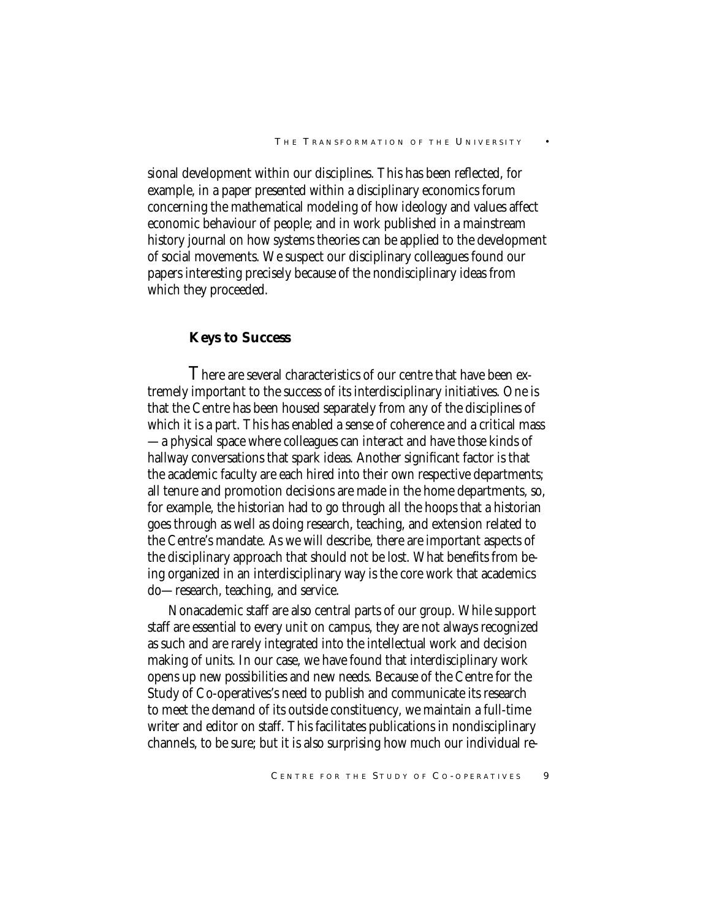sional development within our disciplines. This has been reflected, for example, in a paper presented within a disciplinary economics forum concerning the mathematical modeling of how ideology and values affect economic behaviour of people; and in work published in a mainstream history journal on how systems theories can be applied to the development of social movements. We suspect our disciplinary colleagues found our papers interesting precisely because of the nondisciplinary ideas from which they proceeded.

### Keys to Success

There are several characteristics of our centre that have been extremely important to the success of its interdisciplinary initiatives. One is that the Centre has been housed separately from any of the disciplines of which it is a part. This has enabled a sense of coherence and a critical mass—a physical space where colleagues can interact and have those kinds of hallway conversations that spark ideas. Another significant factor is that the academic faculty are each hired into their own respective departments; all tenure and promotion decisions are made in the home departments, so, for example, the historian had to go through all the hoops that a historian goes through as well as doing research, teaching, and extension related to the Centre's mandate. As we will describe, there are important aspects of the disciplinary approach that should not be lost. What benefits from being organized in an interdisciplinary way is the core work that academics do—research, teaching, and service.

Nonacademic staff are also central parts of our group. While support staff are essential to every unit on campus, they are not always recognized as such and are rarely integrated into the intellectual work and decision making of units. In our case, we have found that interdisciplinary work opens up new possibilities and new needs. Because of the Centre for the Study of Co-operatives's need to publish and communicate its research to meet the demand of its outside constituency, we maintain a full-time writer and editor on staff. This facilitates publications in nondisciplinary channels, to be sure; but it is also surprising how much our individual re-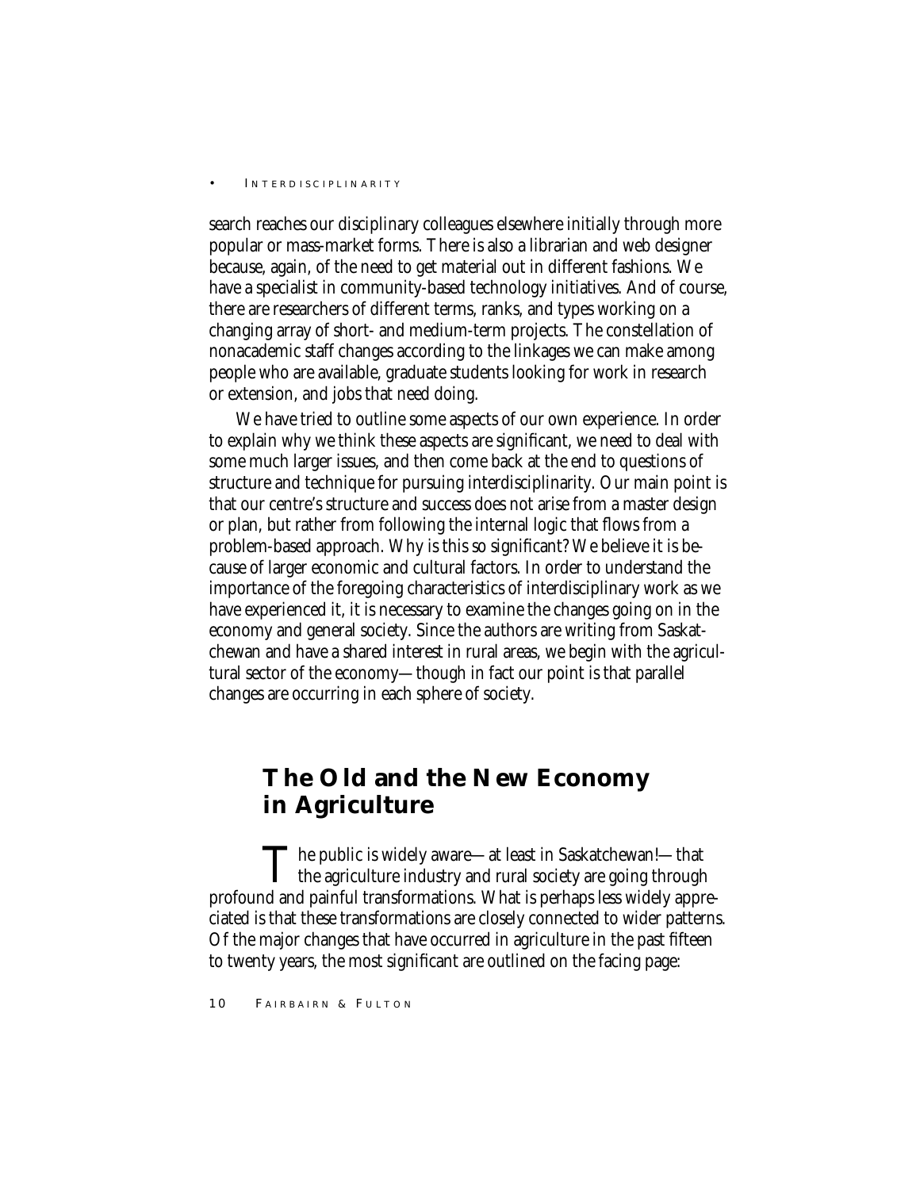search reaches our disciplinary colleagues elsewhere initially through more popular or mass-market forms. There is also a librarian and web designer because, again, of the need to get material out in different fashions. We have a specialist in community-based technology initiatives. And of course, there are researchers of different terms, ranks, and types working on a changing array of short- and medium-term projects. The constellation of nonacademic staff changes according to the linkages we can make among people who are available, graduate students looking for work in research or extension, and jobs that need doing.

We have tried to outline some aspects of our own experience. In order to explain why we think these aspects are significant, we need to deal with some much larger issues, and then come back at the end to questions of structure and technique for pursuing interdisciplinarity. Our main point is that our centre's structure and success does not arise from a master design or plan, but rather from following the internal logic that flows from a problem-based approach. Why is this so significant? We believe it is because of larger economic and cultural factors. In order to understand the importance of the foregoing characteristics of interdisciplinary work as we have experienced it, it is necessary to examine the changes going on in the economy and general society. Since the authors are writing from Saskatchewan and have a shared interest in rural areas, we begin with the agricultural sector of the economy—though in fact our point is that parallel changes are occurring in each sphere of society.

## The Old and the New Economy in Agriculture

The public is widely aware—at least in Saskatchewan!—that the agriculture industry and rural society are going through profound and painful transformations. What is perhaps less widely appreciated is that these transformations are closely connected to wider patterns. Of the major changes that have occurred in agriculture in the past fifteen to twenty years, the most significant are outlined on the facing page: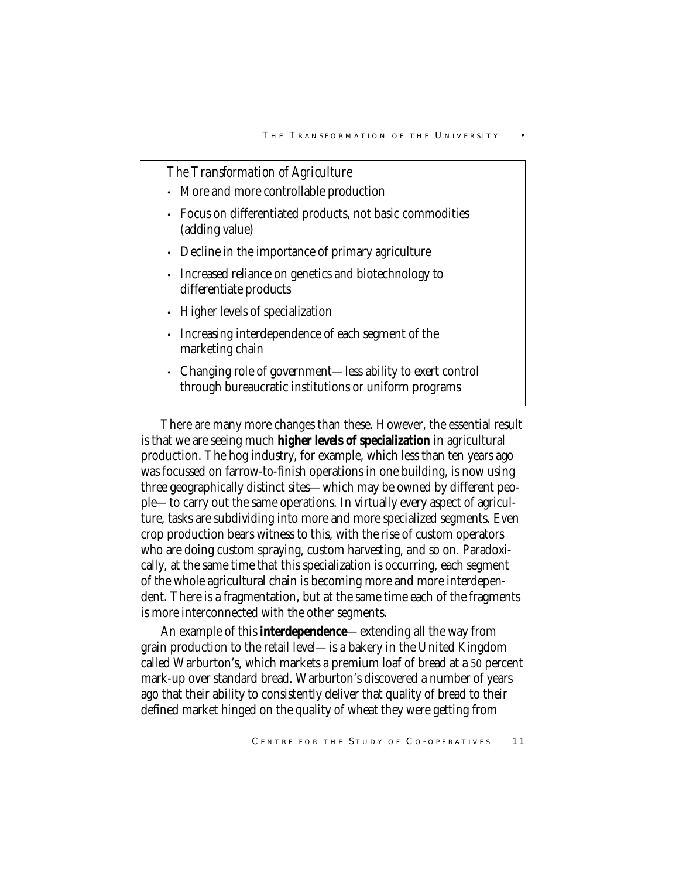*The Transformation of Agriculture*

- More and more controllable production
- Focus on differentiated products, not basic commodities (adding value)
- Decline in the importance of primary agriculture
- Increased reliance on genetics and biotechnology to differentiate products
- Higher levels of specialization
- Increasing interdependence of each segment of the marketing chain
- Changing role of government—less ability to exert control through bureaucratic institutions or uniform programs

There are many more changes than these. However, the essential result is that we are seeing much **higher levels of specialization** in agricultural production. The hog industry, for example, which less than ten years ago was focussed on farrow-to-finish operations in one building, is now using three geographically distinct sites—which may be owned by different people—to carry out the same operations. In virtually every aspect of agriculture, tasks are subdividing into more and more specialized segments. Even crop production bears witness to this, with the rise of custom operators who are doing custom spraying, custom harvesting, and so on. Paradoxically, at the same time that this specialization is occurring, each segment of the whole agricultural chain is becoming more and more interdependent. There is a fragmentation, but at the same time each of the fragments is more interconnected with the other segments.

An example of this **interdependence**—extending all the way from grain production to the retail level—is a bakery in the United Kingdom called Warburton's, which markets a premium loaf of bread at a 50 percent mark-up over standard bread. Warburton's discovered a number of years ago that their ability to consistently deliver that quality of bread to their defined market hinged on the quality of wheat they were getting from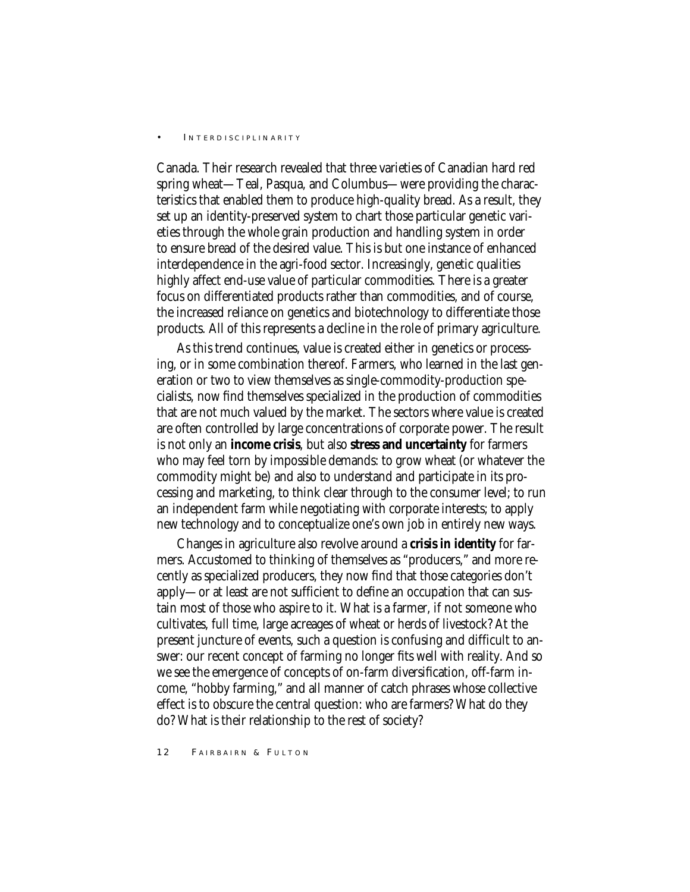Canada. Their research revealed that three varieties of Canadian hard red spring wheat—Teal, Pasqua, and Columbus—were providing the characteristics that enabled them to produce high-quality bread. As a result, they set up an identity-preserved system to chart those particular genetic varieties through the whole grain production and handling system in order to ensure bread of the desired value. This is but one instance of enhanced interdependence in the agri-food sector. Increasingly, genetic qualities highly affect end-use value of particular commodities. There is a greater focus on differentiated products rather than commodities, and of course, the increased reliance on genetics and biotechnology to differentiate those products. All of this represents a decline in the role of primary agriculture.

As this trend continues, value is created either in genetics or processing, or in some combination thereof. Farmers, who learned in the last generation or two to view themselves as single-commodity-production specialists, now find themselves specialized in the production of commodities that are not much valued by the market. The sectors where value is created are often controlled by large concentrations of corporate power. The result is not only an **income crisis**, but also **stress and uncertainty** for farmers who may feel torn by impossible demands: to grow wheat (or whatever the commodity might be) and also to understand and participate in its processing and marketing, to think clear through to the consumer level; to run an independent farm while negotiating with corporate interests; to apply new technology and to conceptualize one's own job in entirely new ways.

Changes in agriculture also revolve around a **crisis in identity** for farmers. Accustomed to thinking of themselves as "producers," and more recently as specialized producers, they now find that those categories don't apply—or at least are not sufficient to define an occupation that can sustain most of those who aspire to it. What is a farmer, if not someone who cultivates, full time, large acreages of wheat or herds of livestock? At the present juncture of events, such a question is confusing and difficult to answer: our recent concept of farming no longer fits well with reality. And so we see the emergence of concepts of on-farm diversification, off-farm income, "hobby farming," and all manner of catch phrases whose collective effect is to obscure the central question: who are farmers? What do they do? What is their relationship to the rest of society?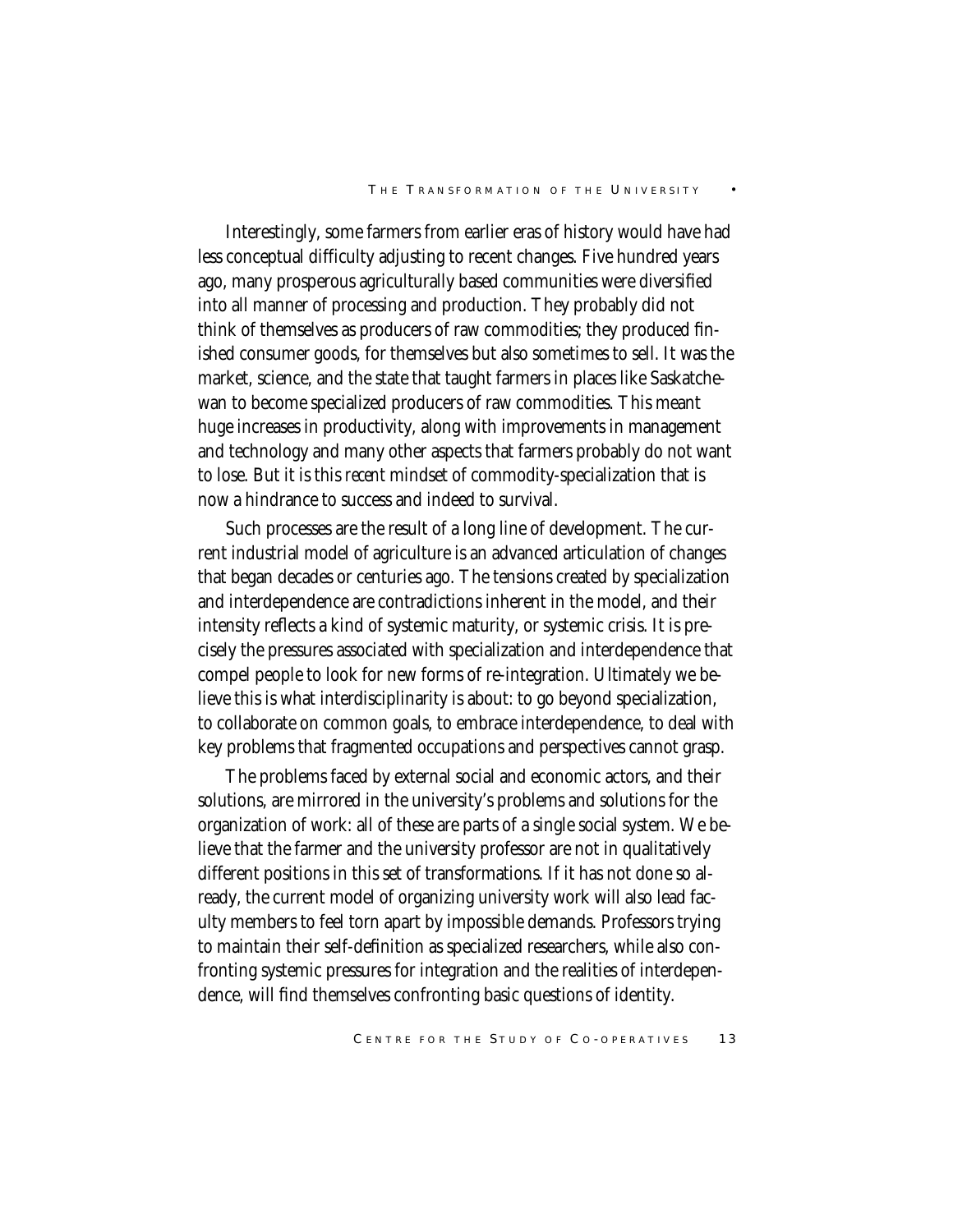Interestingly, some farmers from earlier eras of history would have had less conceptual difficulty adjusting to recent changes. Five hundred years ago, many prosperous agriculturally based communities were diversified into all manner of processing and production. They probably did not think of themselves as producers of raw commodities; they produced finished consumer goods, for themselves but also sometimes to sell. It was the market, science, and the state that taught farmers in places like Saskatchewan to become specialized producers of raw commodities. This meant huge increases in productivity, along with improvements in management and technology and many other aspects that farmers probably do not want to lose. But it is this *recent* mindset of commodity-specialization that is now a hindrance to success and indeed to survival.

Such processes are the result of a long line of development. The current industrial model of agriculture is an advanced articulation of changes that began decades or centuries ago. The tensions created by specialization and interdependence are contradictions inherent in the model, and their intensity reflects a kind of systemic maturity, or systemic crisis. It is precisely the pressures associated with specialization and interdependence that compel people to look for new forms of re-integration. Ultimately we believe this is what interdisciplinarity is about: to go beyond specialization, to collaborate on common goals, to embrace interdependence, to deal with key problems that fragmented occupations and perspectives cannot grasp.

The problems faced by external social and economic actors, and their solutions, are mirrored in the university's problems and solutions for the organization of work: all of these are parts of a single social system. We believe that the farmer and the university professor are not in qualitatively different positions in this set of transformations. If it has not done so already, the current model of organizing university work will also lead faculty members to feel torn apart by impossible demands. Professors trying to maintain their self-definition as specialized researchers, while also confronting systemic pressures for integration and the realities of interdependence, will find themselves confronting basic questions of identity.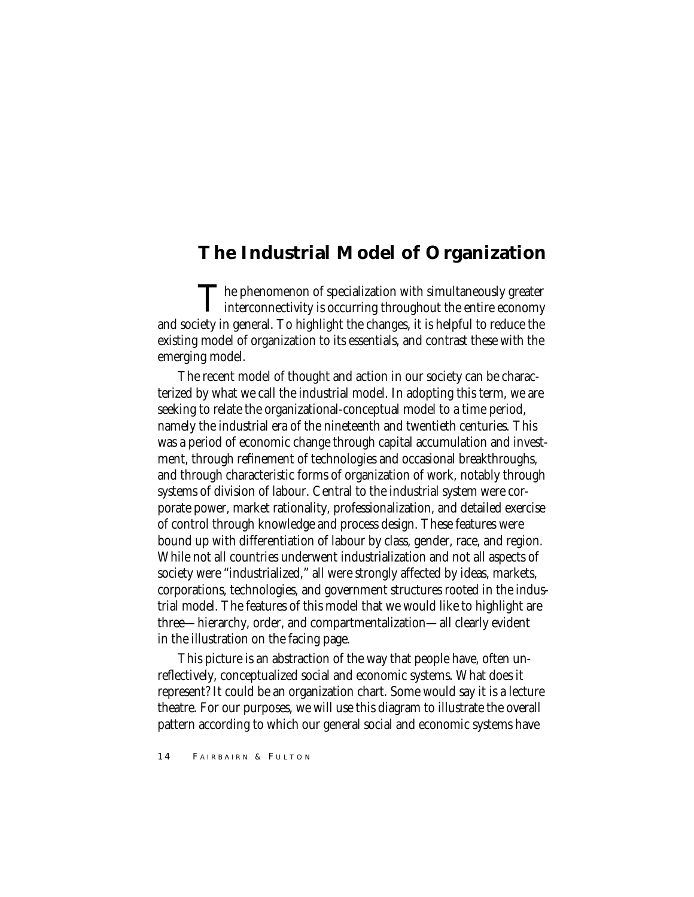## The Industrial Model of Organization

The phenomenon of specialization with simultaneously greater interconnectivity is occurring throughout the entire economy and society in general. To highlight the changes, it is helpful to reduce the existing model of organization to its essentials, and contrast these with the emerging model.

The recent model of thought and action in our society can be characterized by what we call the industrial model. In adopting this term, we are seeking to relate the organizational-conceptual model to a time period, namely the industrial era of the nineteenth and twentieth centuries. This was a period of economic change through capital accumulation and investment, through refinement of technologies and occasional breakthroughs, and through characteristic forms of organization of work, notably through systems of division of labour. Central to the industrial system were corporate power, market rationality, professionalization, and detailed exercise of control through knowledge and process design. These features were bound up with differentiation of labour by class, gender, race, and region. While not all countries underwent industrialization and not all aspects of society were "industrialized," all were strongly affected by ideas, markets, corporations, technologies, and government structures rooted in the industrial model. The features of this model that we would like to highlight are three—hierarchy, order, and compartmentalization—all clearly evident in the illustration on the facing page.

This picture is an abstraction of the way that people have, often unreflectively, conceptualized social and economic systems. What does it represent? It could be an organization chart. Some would say it is a lecture theatre. For our purposes, we will use this diagram to illustrate the overall pattern according to which our general social and economic systems have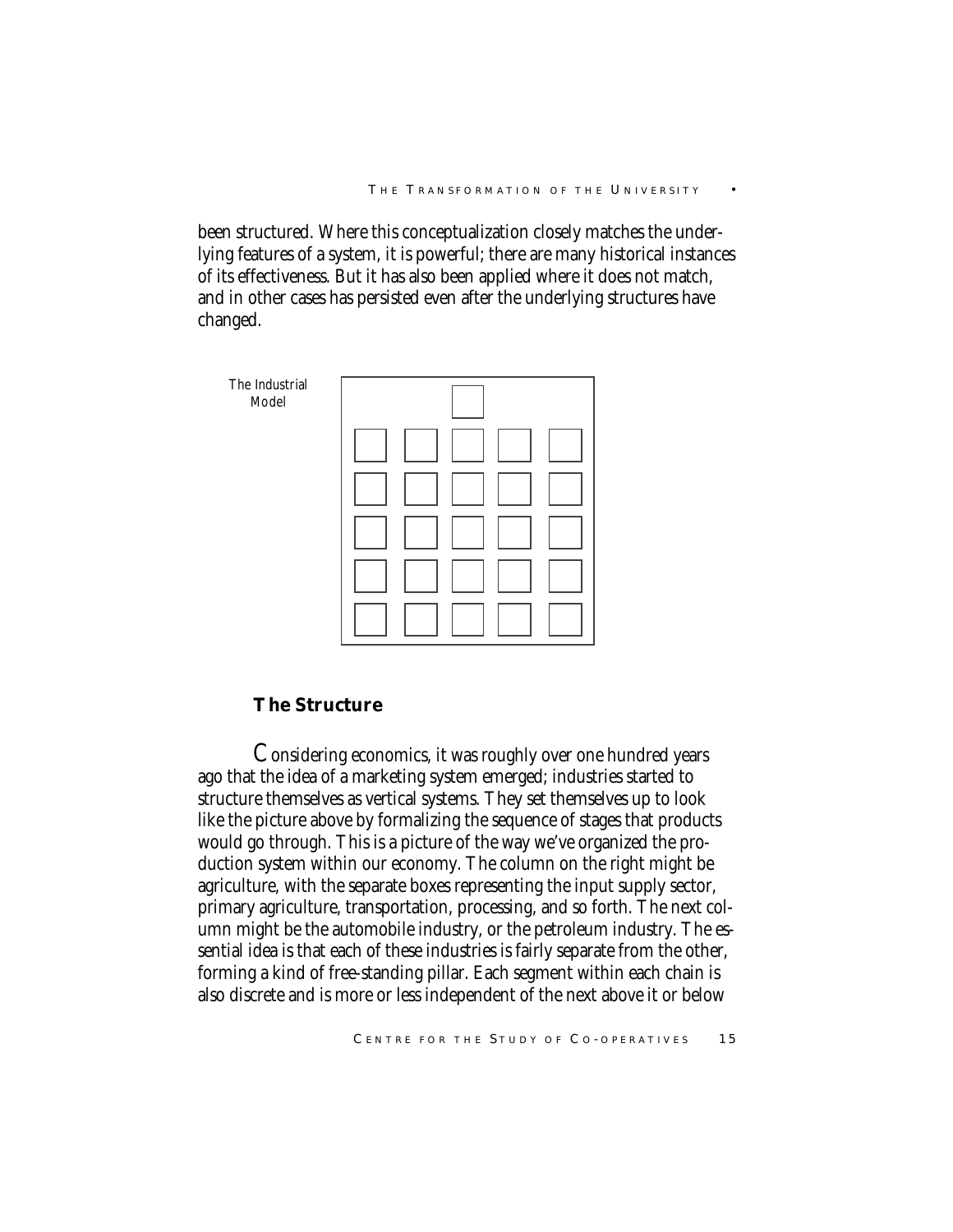been structured. Where this conceptualization closely matches the underlying features of a system, it is powerful; there are many historical instances of its effectiveness. But it has also been applied where it does not match, and in other cases has persisted even after the underlying structures have changed.

The Industrial Model

### The Structure

Considering economics, it was roughly over one hundred years ago that the idea of a marketing system emerged; industries started to structure themselves as vertical systems. They set themselves up to look like the picture above by formalizing the sequence of stages that products would go through. This is a picture of the way we've organized the production system within our economy. The column on the right might be agriculture, with the separate boxes representing the input supply sector, primary agriculture, transportation, processing, and so forth. The next column might be the automobile industry, or the petroleum industry. The essential idea is that each of these industries is fairly separate from the other, forming a kind of free-standing pillar. Each segment within each chain is also discrete and is more or less independent of the next above it or below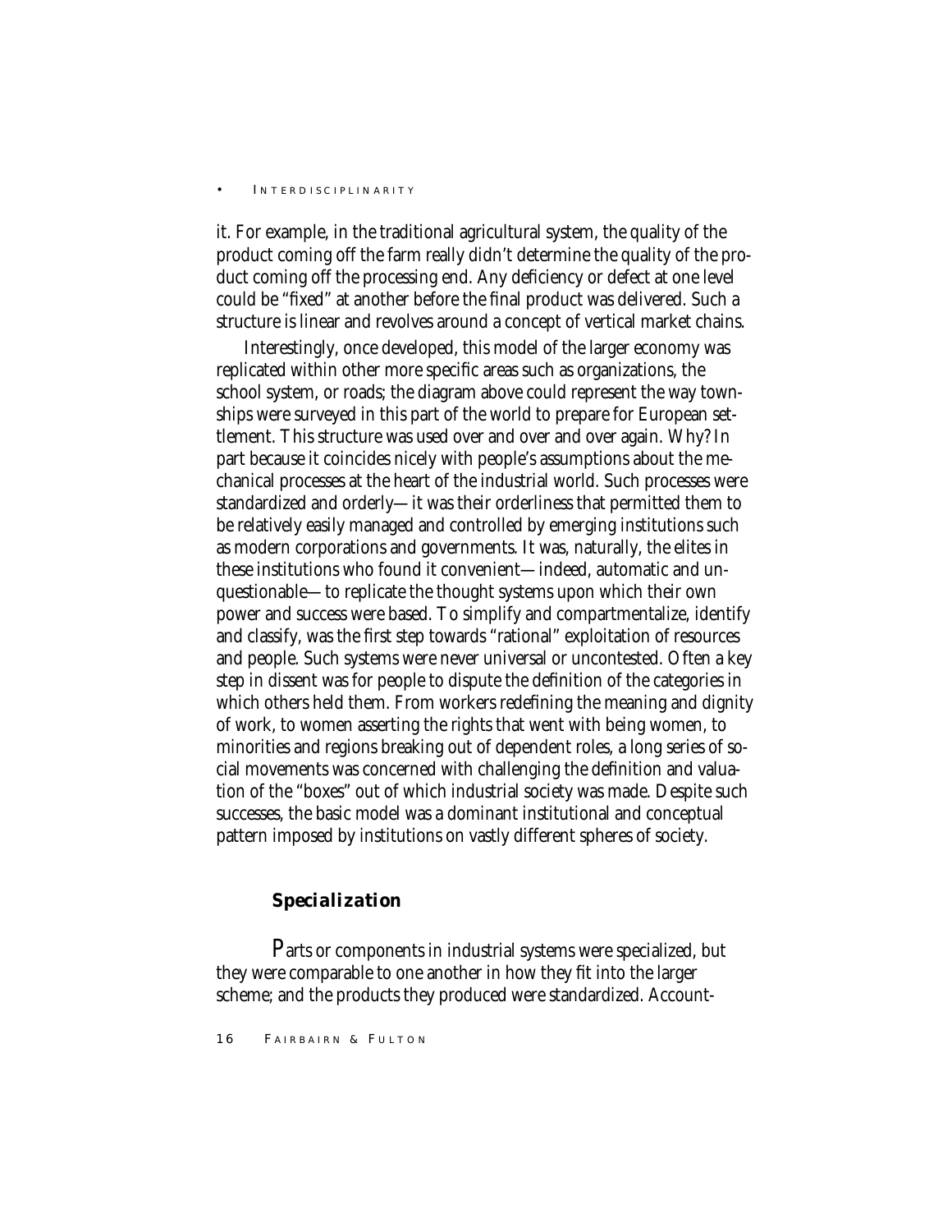it. For example, in the traditional agricultural system, the quality of the product coming off the farm really didn't determine the quality of the product coming off the processing end. Any deficiency or defect at one level could be "fixed" at another before the final product was delivered. Such a structure is linear and revolves around a concept of vertical market chains.

Interestingly, once developed, this model of the larger economy was replicated within other more specific areas such as organizations, the school system, or roads; the diagram above could represent the way townships were surveyed in this part of the world to prepare for European settlement. This structure was used over and over and over again. Why? In part because it coincides nicely with people's assumptions about the mechanical processes at the heart of the industrial world. Such processes were standardized and orderly—it was their orderliness that permitted them to be relatively easily managed and controlled by emerging institutions such as modern corporations and governments. It was, naturally, the elites in these institutions who found it convenient—indeed, automatic and unquestionable—to replicate the thought systems upon which their own power and success were based. To simplify and compartmentalize, identify and classify, was the first step towards "rational" exploitation of resources and people. Such systems were never universal or uncontested. Often a key step in dissent was for people to dispute the definition of the categories in which others held them. From workers redefining the meaning and dignity of work, to women asserting the rights that went with being women, to minorities and regions breaking out of dependent roles, a long series of social movements was concerned with challenging the definition and valuation of the "boxes" out of which industrial society was made. Despite such successes, the basic model was a dominant institutional and conceptual pattern imposed by institutions on vastly different spheres of society.

### *Specialization*

Parts or components in industrial systems were specialized, but they were comparable to one another in how they fit into the larger scheme; and the products they produced were standardized. Account-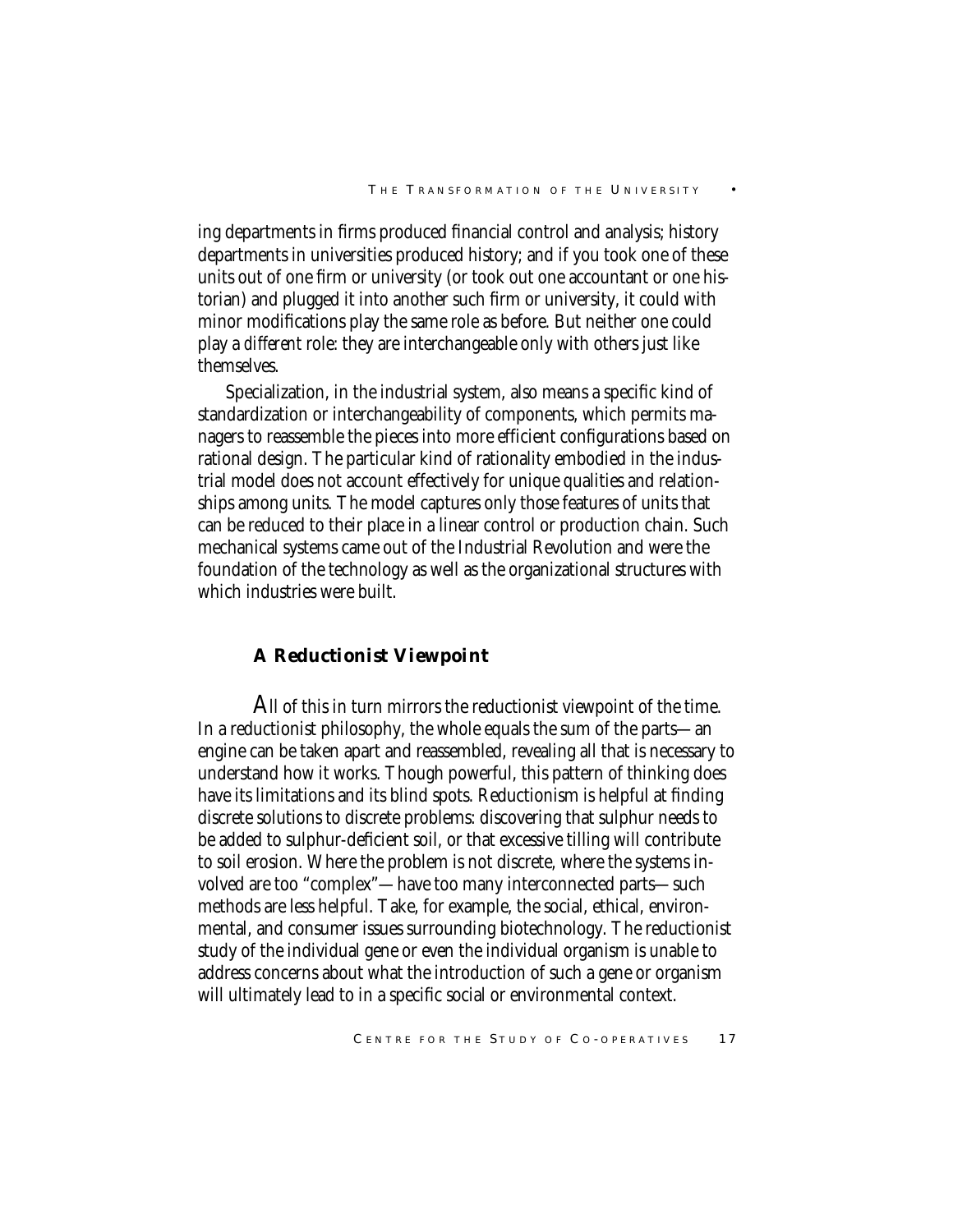ing departments in firms produced financial control and analysis; history departments in universities produced history; and if you took one of these units out of one firm or university (or took out one accountant or one historian) and plugged it into another such firm or university, it could with minor modifications play the same role as before. But neither one could play a *different* role: they are interchangeable only with others just like themselves.

Specialization, in the industrial system, also means a specific kind of standardization or interchangeability of components, which permits managers to reassemble the pieces into more efficient configurations based on rational design. The particular kind of rationality embodied in the industrial model does not account effectively for unique qualities and relationships among units. The model captures only those features of units that can be reduced to their place in a linear control or production chain. Such mechanical systems came out of the Industrial Revolution and were the foundation of the technology as well as the organizational structures with which industries were built.

### A Reductionist Viewpoint

All of this in turn mirrors the reductionist viewpoint of the time. In a reductionist philosophy, the whole equals the sum of the parts—an engine can be taken apart and reassembled, revealing all that is necessary to understand how it works. Though powerful, this pattern of thinking does have its limitations and its blind spots. Reductionism is helpful at finding discrete solutions to discrete problems: discovering that sulphur needs to be added to sulphur-deficient soil, or that excessive tilling will contribute to soil erosion. Where the problem is not discrete, where the systems involved are too "complex"—have too many interconnected parts—such methods are less helpful. Take, for example, the social, ethical, environmental, and consumer issues surrounding biotechnology. The reductionist study of the individual gene or even the individual organism is unable to address concerns about what the introduction of such a gene or organism will ultimately lead to in a specific social or environmental context.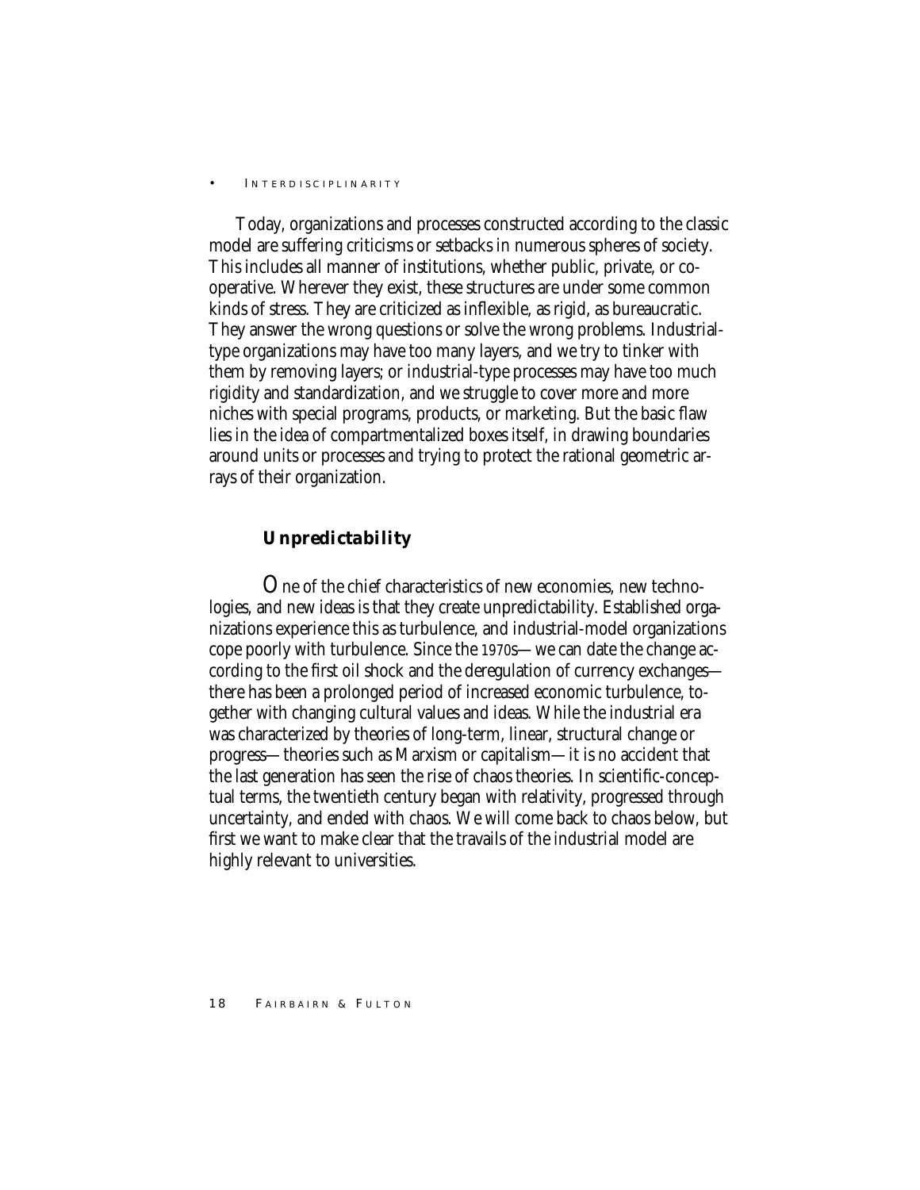Today, organizations and processes constructed according to the classic model are suffering criticisms or setbacks in numerous spheres of society. This includes all manner of institutions, whether public, private, or co-operative. Wherever they exist, these structures are under some common kinds of stress. They are criticized as inflexible, as rigid, as bureaucratic. They answer the wrong questions or solve the wrong problems. Industrial-type organizations may have too many layers, and we try to tinker with them by removing layers; or industrial-type processes may have too much rigidity and standardization, and we struggle to cover more and more niches with special programs, products, or marketing. But the basic flaw lies in the idea of compartmentalized boxes itself, in drawing boundaries around units or processes and trying to protect the rational geometric arrays of their organization.

## *Unpredictability*

One of the chief characteristics of new economies, new technologies, and new ideas is that they create unpredictability. Established organizations experience this as turbulence, and industrial-model organizations cope poorly with turbulence. Since the 1970s—we can date the change according to the first oil shock and the deregulation of currency exchanges—there has been a prolonged period of increased economic turbulence, together with changing cultural values and ideas. While the industrial era was characterized by theories of long-term, linear, structural change or progress—theories such as Marxism or capitalism—it is no accident that the last generation has seen the rise of chaos theories. In scientific-conceptual terms, the twentieth century began with relativity, progressed through uncertainty, and ended with chaos. We will come back to chaos below, but first we want to make clear that the travails of the industrial model are highly relevant to universities.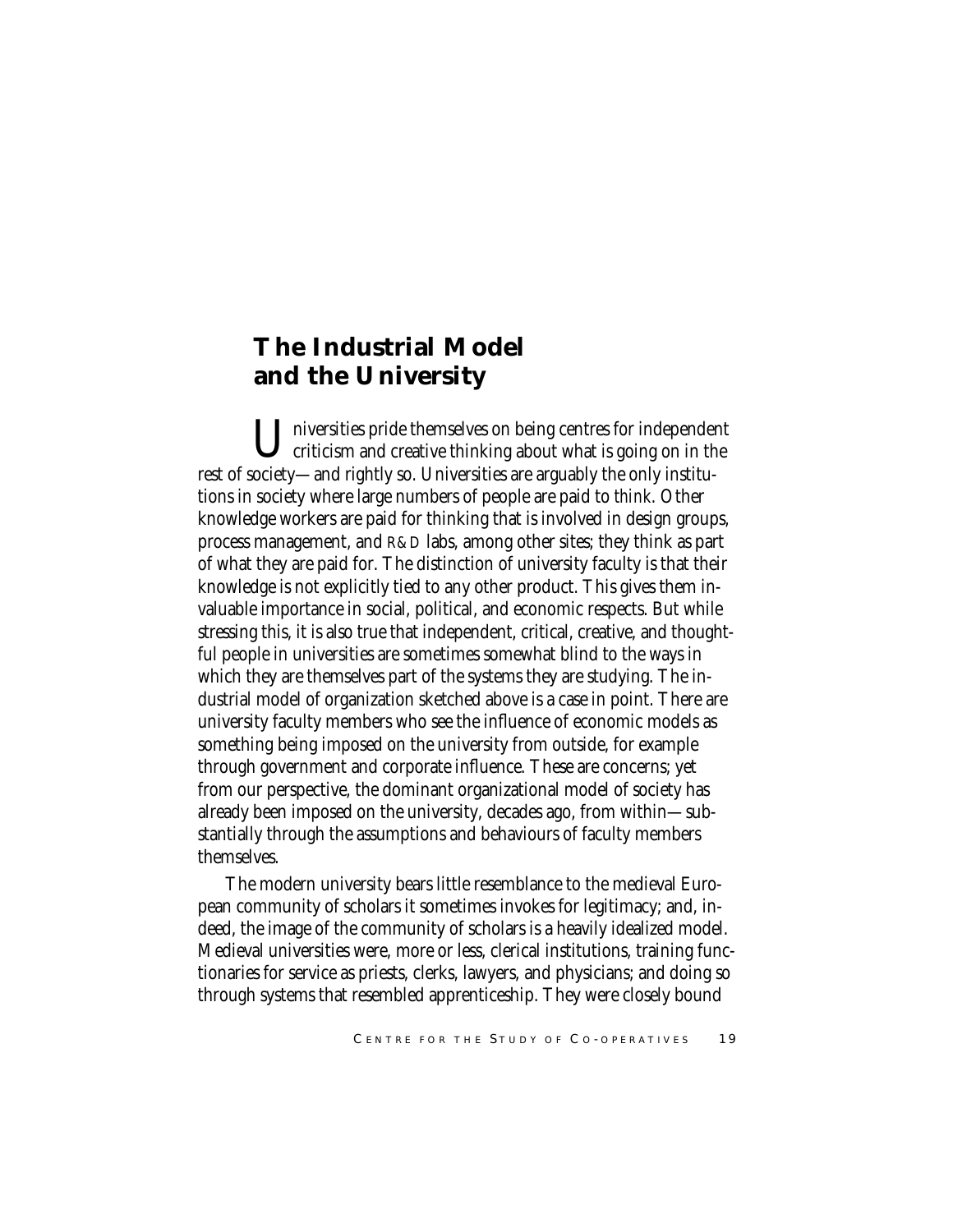## The Industrial Model and the University

Universities pride themselves on being centres for independent criticism and creative thinking about what is going on in the rest of society—and rightly so. Universities are arguably the only institutions in society where large numbers of people are paid to *think*. Other knowledge workers are paid for thinking that is involved in design groups, process management, and R&D labs, among other sites; they think as part of what they are paid for. The distinction of university faculty is that their knowledge is not explicitly tied to any other product. This gives them invaluable importance in social, political, and economic respects. But while stressing this, it is also true that independent, critical, creative, and thoughtful people in universities are sometimes somewhat blind to the ways in which they are themselves part of the systems they are studying. The industrial model of organization sketched above is a case in point. There are university faculty members who see the influence of economic models as something being imposed on the university from outside, for example through government and corporate influence. These are concerns; yet from our perspective, the dominant organizational model of society has already been imposed on the university, decades ago, from within—substantially through the assumptions and behaviours of faculty members themselves.

The modern university bears little resemblance to the medieval European community of scholars it sometimes invokes for legitimacy; and, indeed, the image of the community of scholars is a heavily idealized model. Medieval universities were, more or less, clerical institutions, training functionaries for service as priests, clerks, lawyers, and physicians; and doing so through systems that resembled apprenticeship. They were closely bound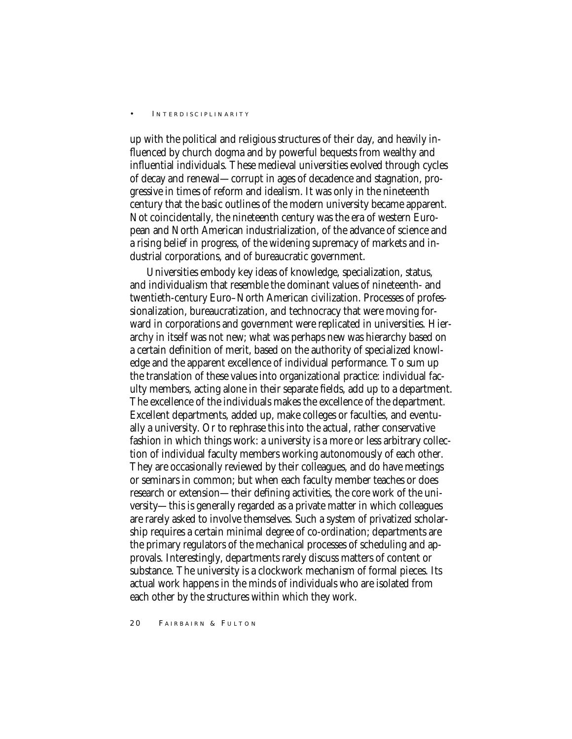up with the political and religious structures of their day, and heavily influenced by church dogma and by powerful bequests from wealthy and influential individuals. These medieval universities evolved through cycles of decay and renewal—corrupt in ages of decadence and stagnation, progressive in times of reform and idealism. It was only in the nineteenth century that the basic outlines of the modern university became apparent. Not coincidentally, the nineteenth century was the era of western European and North American industrialization, of the advance of science and a rising belief in progress, of the widening supremacy of markets and industrial corporations, and of bureaucratic government.

Universities embody key ideas of knowledge, specialization, status, and individualism that resemble the dominant values of nineteenth- and twentieth-century Euro–North American civilization. Processes of professionalization, bureaucratization, and technocracy that were moving forward in corporations and government were replicated in universities. Hierarchy in itself was not new; what was perhaps new was hierarchy based on a certain definition of merit, based on the authority of specialized knowledge and the apparent excellence of individual performance. To sum up the translation of these values into organizational practice: individual faculty members, acting alone in their separate fields, add up to a department. The excellence of the individuals makes the excellence of the department. Excellent departments, added up, make colleges or faculties, and eventually a university. Or to rephrase this into the actual, rather conservative fashion in which things work: a university is a more or less arbitrary collection of individual faculty members working autonomously of each other. They are occasionally reviewed by their colleagues, and do have meetings or seminars in common; but when each faculty member teaches or does research or extension—their defining activities, the core work of the university—this is generally regarded as a private matter in which colleagues are rarely asked to involve themselves. Such a system of privatized scholarship requires a certain minimal degree of co-ordination; departments are the primary regulators of the mechanical processes of scheduling and approvals. Interestingly, departments rarely discuss matters of content or substance. The university is a clockwork mechanism of formal pieces. Its actual work happens in the minds of individuals who are isolated from each other by the structures within which they work.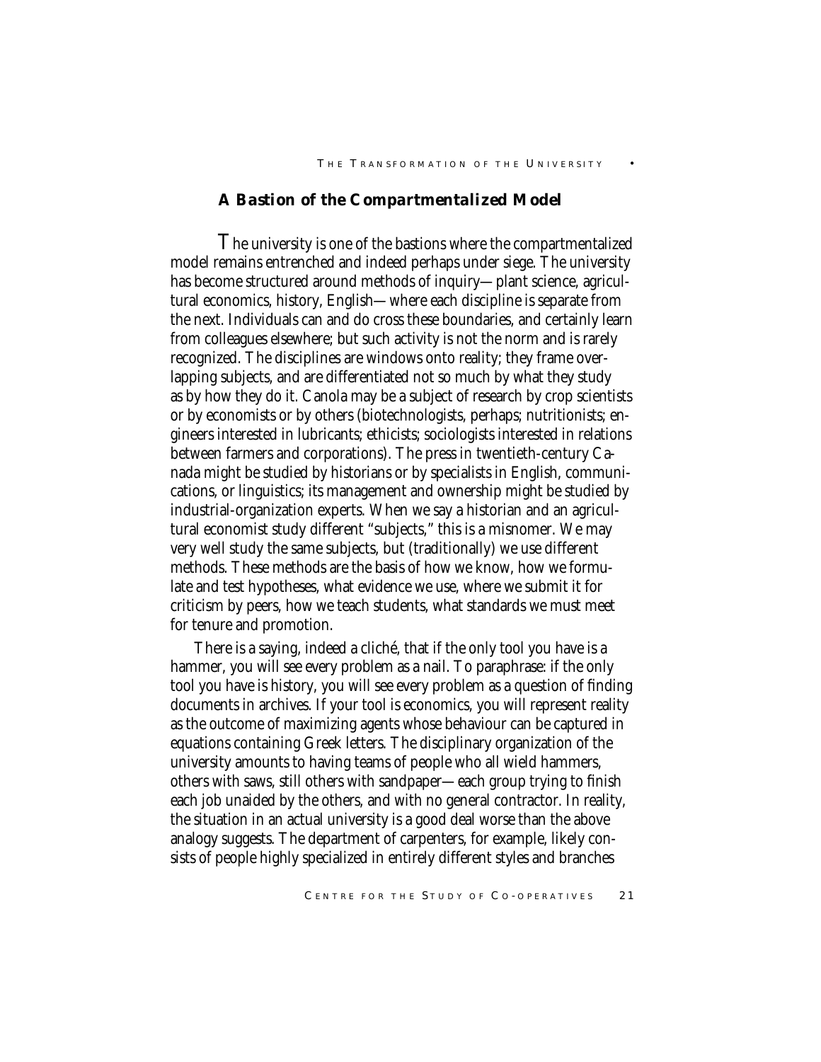### A Bastion of the Compartmentalized Model

The university is one of the bastions where the compartmentalized model remains entrenched and indeed perhaps under siege. The university has become structured around methods of inquiry—plant science, agricultural economics, history, English—where each discipline is separate from the next. Individuals can and do cross these boundaries, and certainly learn from colleagues elsewhere; but such activity is not the norm and is rarely recognized. The disciplines are windows onto reality; they frame overlapping subjects, and are differentiated not so much by what they study as by how they do it. Canola may be a subject of research by crop scientists or by economists or by others (biotechnologists, perhaps; nutritionists; engineers interested in lubricants; ethicists; sociologists interested in relations between farmers and corporations). The press in twentieth-century Canada might be studied by historians or by specialists in English, communications, or linguistics; its management and ownership might be studied by industrial-organization experts. When we say a historian and an agricultural economist study different "subjects," this is a misnomer. We may very well study the same subjects, but (traditionally) we use different methods. These methods are the basis of how we know, how we formulate and test hypotheses, what evidence we use, where we submit it for criticism by peers, how we teach students, what standards we must meet for tenure and promotion.

There is a saying, indeed a cliché, that if the only tool you have is a hammer, you will see every problem as a nail. To paraphrase: if the only tool you have is history, you will see every problem as a question of finding documents in archives. If your tool is economics, you will represent reality as the outcome of maximizing agents whose behaviour can be captured in equations containing Greek letters. The disciplinary organization of the university amounts to having teams of people who all wield hammers, others with saws, still others with sandpaper—each group trying to finish each job unaided by the others, and with no general contractor. In reality, the situation in an actual university is a good deal worse than the above analogy suggests. The department of carpenters, for example, likely consists of people highly specialized in entirely different styles and branches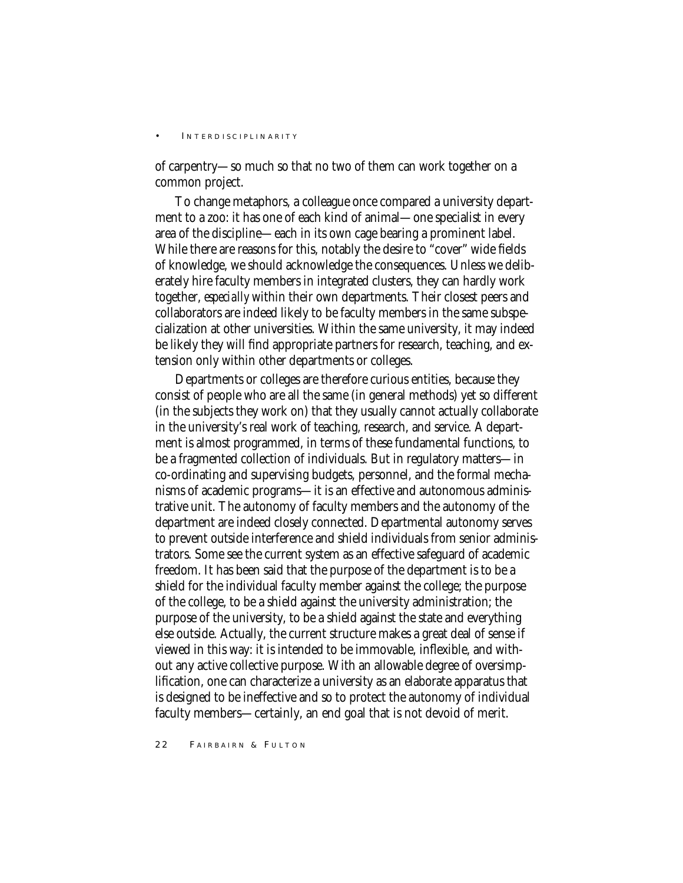of carpentry—so much so that no two of them can work together on a common project.

To change metaphors, a colleague once compared a university department to a zoo: it has one of each kind of animal—one specialist in every area of the discipline—each in its own cage bearing a prominent label. While there are reasons for this, notably the desire to "cover" wide fields of knowledge, we should acknowledge the consequences. Unless we deliberately hire faculty members in integrated clusters, they can hardly work together, *especially* within their own departments. Their closest peers and collaborators are indeed likely to be faculty members in the same subspecialization at other universities. Within the same university, it may indeed be likely they will find appropriate partners for research, teaching, and extension only within other departments or colleges.

Departments or colleges are therefore curious entities, because they consist of people who are all the same (in general methods) yet so different (in the subjects they work on) that they usually cannot actually collaborate in the university's real work of teaching, research, and service. A department is almost programmed, in terms of these fundamental functions, to be a fragmented collection of individuals. But in regulatory matters—in co-ordinating and supervising budgets, personnel, and the formal mechanisms of academic programs—it is an effective and autonomous administrative unit. The autonomy of faculty members and the autonomy of the department are indeed closely connected. Departmental autonomy serves to prevent outside interference and shield individuals from senior administrators. Some see the current system as an effective safeguard of academic freedom. It has been said that the purpose of the department is to be a shield for the individual faculty member against the college; the purpose of the college, to be a shield against the university administration; the purpose of the university, to be a shield against the state and everything else outside. Actually, the current structure makes a great deal of sense if viewed in this way: it is intended to be immovable, inflexible, and without any active collective purpose. With an allowable degree of oversimplification, one can characterize a university as an elaborate apparatus that is designed to be ineffective and so to protect the autonomy of individual faculty members—certainly, an end goal that is not devoid of merit.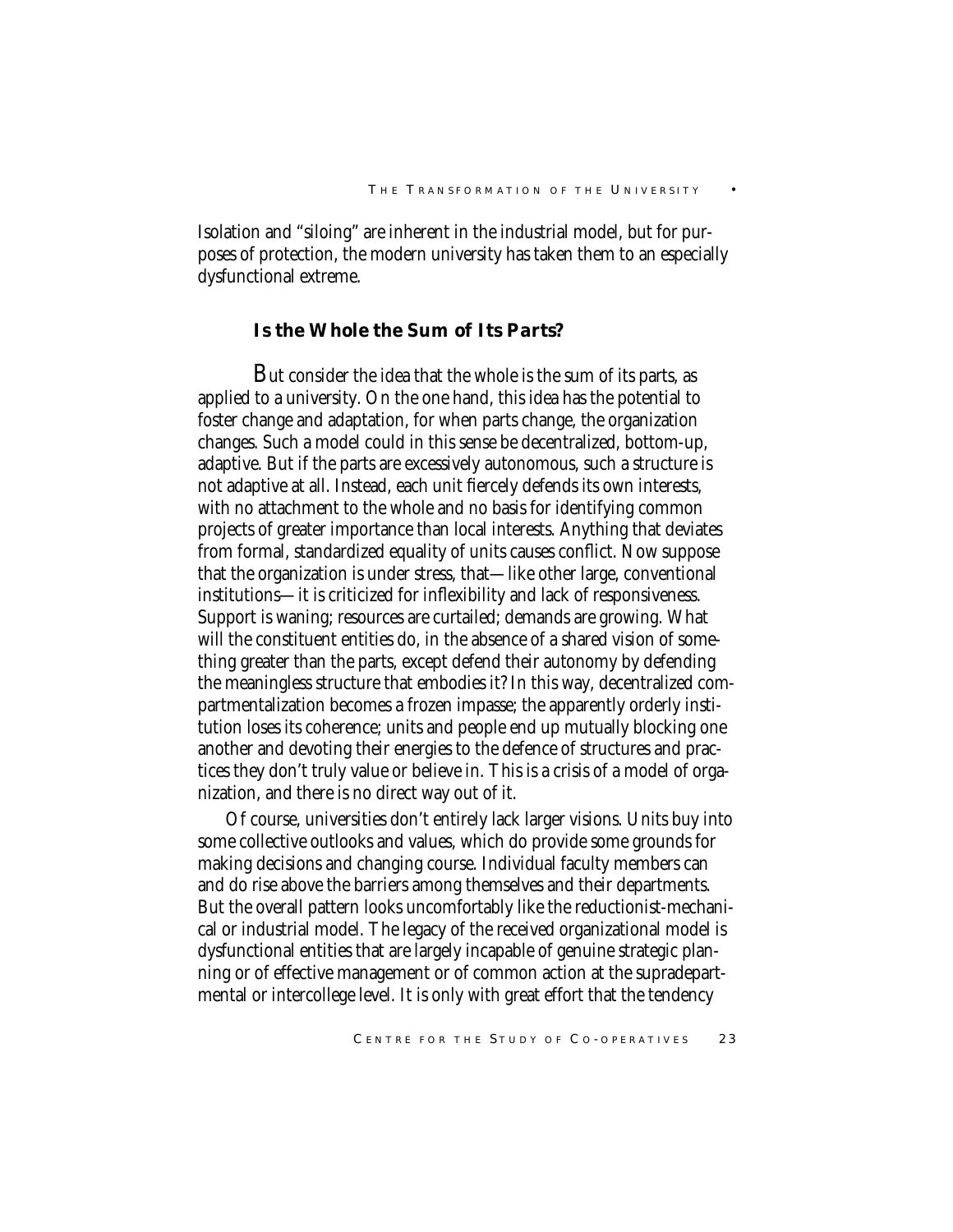Isolation and "siloing" are inherent in the industrial model, but for purposes of protection, the modern university has taken them to an especially dysfunctional extreme.

### Is the Whole the Sum of Its Parts?

But consider the idea that the whole is the sum of its parts, as applied to a university. On the one hand, this idea has the potential to foster change and adaptation, for when parts change, the organization changes. Such a model could in this sense be decentralized, bottom-up, adaptive. But if the parts are excessively autonomous, such a structure is not adaptive at all. Instead, each unit fiercely defends its own interests, with no attachment to the whole and no basis for identifying common projects of greater importance than local interests. Anything that deviates from formal, standardized equality of units causes conflict. Now suppose that the organization is under stress, that—like other large, conventional institutions—it is criticized for inflexibility and lack of responsiveness. Support is waning; resources are curtailed; demands are growing. What will the constituent entities do, in the absence of a shared vision of something greater than the parts, except defend their autonomy by defending the meaningless structure that embodies it? In this way, decentralized compartmentalization becomes a frozen impasse; the apparently orderly institution loses its coherence; units and people end up mutually blocking one another and devoting their energies to the defence of structures and practices they don't truly value or believe in. This is a crisis of a model of organization, and there is no direct way out of it.

Of course, universities don't entirely lack larger visions. Units buy into some collective outlooks and values, which do provide some grounds for making decisions and changing course. Individual faculty members can and do rise above the barriers among themselves and their departments. But the overall pattern looks uncomfortably like the reductionist-mechanical or industrial model. The legacy of the received organizational model is dysfunctional entities that are largely incapable of genuine strategic planning or of effective management or of common action at the supradepartmental or intercollege level. It is only with great effort that the tendency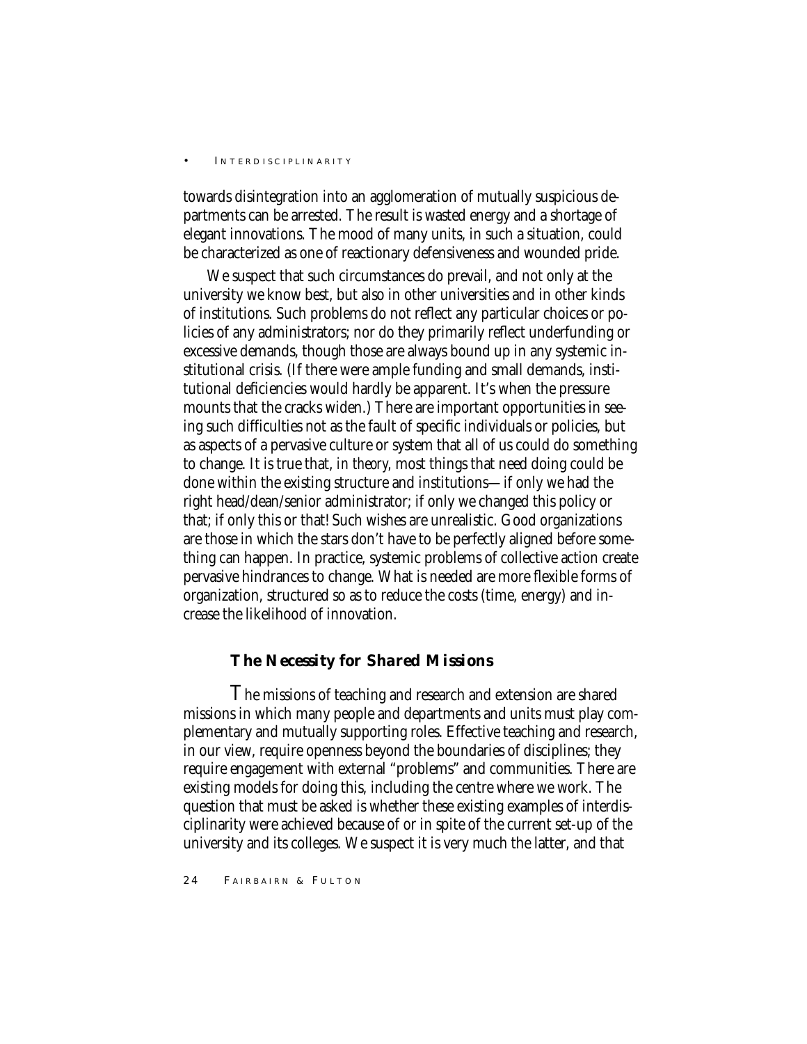towards disintegration into an agglomeration of mutually suspicious departments can be arrested. The result is wasted energy and a shortage of elegant innovations. The mood of many units, in such a situation, could be characterized as one of reactionary defensiveness and wounded pride.

We suspect that such circumstances do prevail, and not only at the university we know best, but also in other universities and in other kinds of institutions. Such problems do not reflect any particular choices or policies of any administrators; nor do they primarily reflect underfunding or excessive demands, though those are always bound up in any systemic institutional crisis. (If there were ample funding and small demands, institutional deficiencies would hardly be apparent. It's when the pressure mounts that the cracks widen.) There are important opportunities in seeing such difficulties not as the fault of specific individuals or policies, but as aspects of a pervasive culture or system that all of us could do something to change. It is true that, *in theory*, most things that need doing could be done within the existing structure and institutions—if only we had the right head/dean/senior administrator; if only we changed this policy or that; if only this or that! Such wishes are unrealistic. Good organizations are those in which the stars don't have to be perfectly aligned before something can happen. In practice, systemic problems of collective action create pervasive hindrances to change. What is needed are more flexible forms of organization, structured so as to reduce the costs (time, energy) and increase the likelihood of innovation.

### *The Necessity for Shared Missions*

The missions of teaching and research and extension are shared missions in which many people and departments and units must play complementary and mutually supporting roles. Effective teaching and research, in our view, require openness beyond the boundaries of disciplines; they require engagement with external "problems" and communities. There are existing models for doing this, including the centre where we work. The question that must be asked is whether these existing examples of interdisciplinarity were achieved because of or in spite of the current set-up of the university and its colleges. We suspect it is very much the latter, and that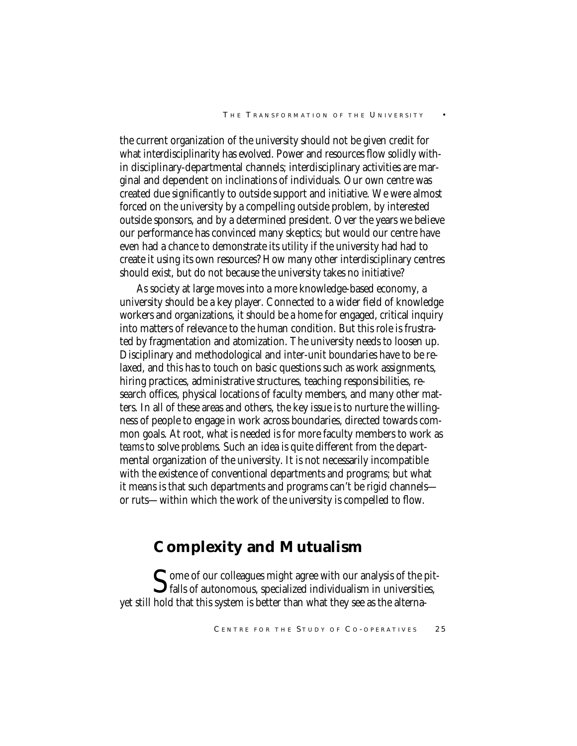the current organization of the university should not be given credit for what interdisciplinarity has evolved. Power and resources flow solidly within disciplinary-departmental channels; interdisciplinary activities are marginal and dependent on inclinations of individuals. Our own centre was created due significantly to outside support and initiative. We were almost forced on the university by a compelling outside problem, by interested outside sponsors, and by a determined president. Over the years we believe our performance has convinced many skeptics; but would our centre have even had a chance to demonstrate its utility if the university had had to create it using its own resources? How many other interdisciplinary centres should exist, but do not because the university takes no initiative?

As society at large moves into a more knowledge-based economy, a university should be a key player. Connected to a wider field of knowledge workers and organizations, it should be a home for engaged, critical inquiry into matters of relevance to the human condition. But this role is frustrated by fragmentation and atomization. The university needs to loosen up. Disciplinary and methodological and inter-unit boundaries have to be relaxed, and this has to touch on basic questions such as work assignments, hiring practices, administrative structures, teaching responsibilities, research offices, physical locations of faculty members, and many other matters. In all of these areas and others, the key issue is to nurture the willingness of people to engage in work across boundaries, directed towards common goals. At root, what is needed is for more faculty members to work as *teams* to solve *problems*. Such an idea is quite different from the departmental organization of the university. It is not necessarily incompatible with the existence of conventional departments and programs; but what it means is that such departments and programs can't be rigid channels—or ruts—within which the work of the university is compelled to flow.

## Complexity and Mutualism

Some of our colleagues might agree with our analysis of the pitfalls of autonomous, specialized individualism in universities, yet still hold that this system is better than what they see as the alterna-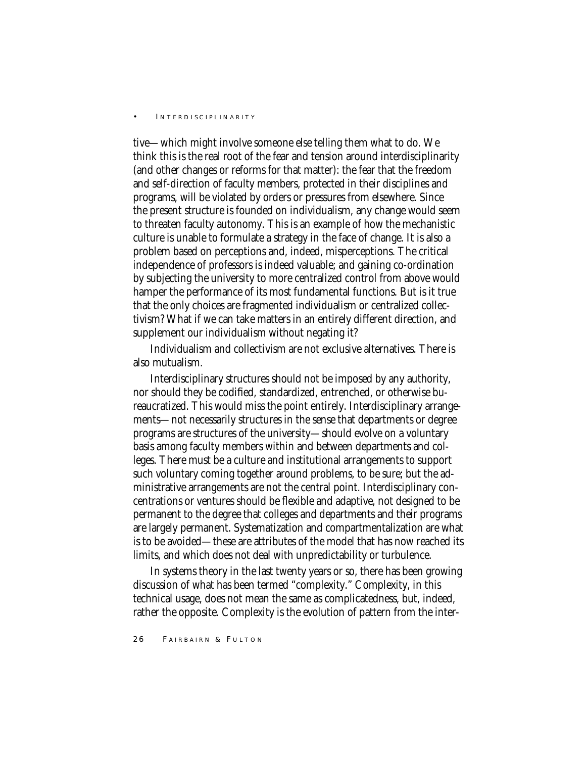tive—which might involve someone else telling them what to do. We think this is the real root of the fear and tension around interdisciplinarity (and other changes or reforms for that matter): the fear that the freedom and self-direction of faculty members, protected in their disciplines and programs, will be violated by orders or pressures from elsewhere. Since the present structure is founded on individualism, any change would seem to threaten faculty autonomy. This is an example of how the mechanistic culture is unable to formulate a strategy in the face of change. It is also a problem based on perceptions and, indeed, misperceptions. The critical independence of professors is indeed valuable; and gaining co-ordination by subjecting the university to more centralized control from above would hamper the performance of its most fundamental functions. But is it true that the only choices are fragmented individualism or centralized collectivism? What if we can take matters in an entirely different direction, and supplement our individualism without negating it?

Individualism and collectivism are not exclusive alternatives. There is also mutualism.

Interdisciplinary structures should not be imposed by any authority, nor should they be codified, standardized, entrenched, or otherwise bureaucratized. This would miss the point entirely. Interdisciplinary arrangements—not necessarily structures in the sense that departments or degree programs are structures of the university—should evolve on a voluntary basis among faculty members within and between departments and colleges. There must be a culture and institutional arrangements to support such voluntary coming together around problems, to be sure; but the administrative arrangements are not the central point. Interdisciplinary concentrations or ventures should be flexible and adaptive, not designed to be permanent to the degree that colleges and departments and their programs are largely permanent. Systematization and compartmentalization are what is to be avoided—these are attributes of the model that has now reached its limits, and which does not deal with unpredictability or turbulence.

In systems theory in the last twenty years or so, there has been growing discussion of what has been termed "complexity." Complexity, in this technical usage, does not mean the same as complicatedness, but, indeed, rather the opposite. Complexity is the evolution of pattern from the inter-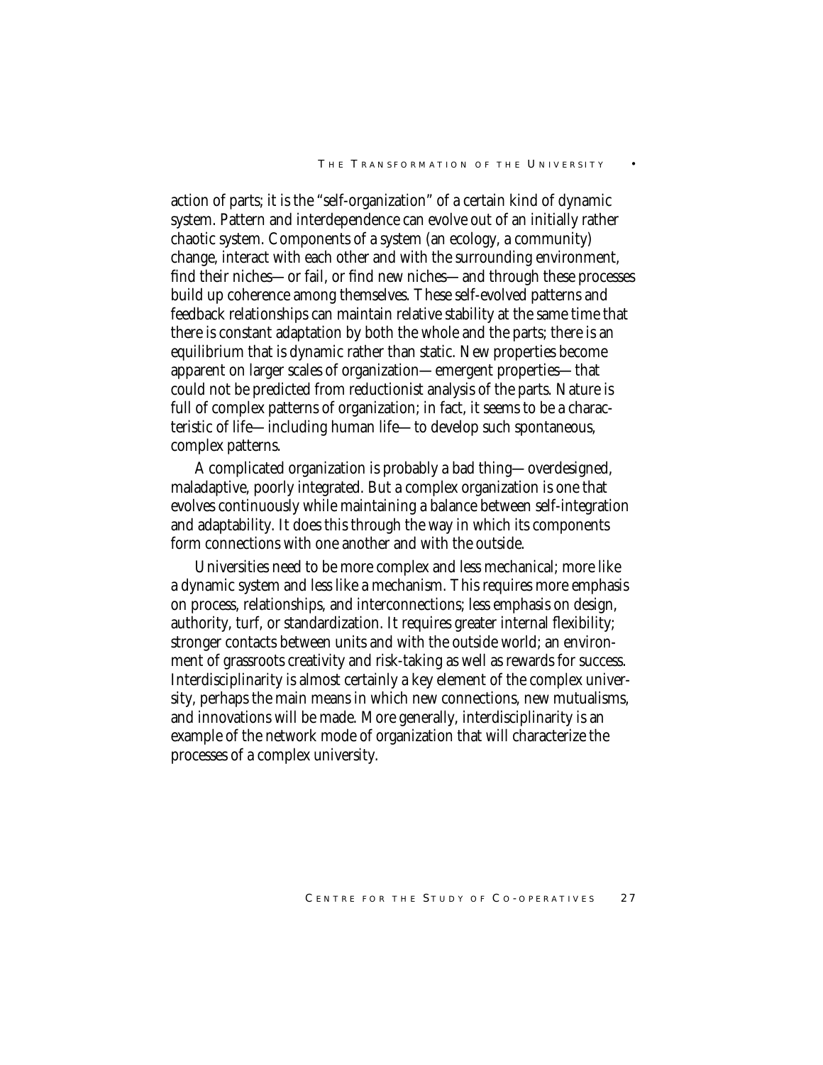action of parts; it is the "self-organization" of a certain kind of dynamic system. Pattern and interdependence can evolve out of an initially rather chaotic system. Components of a system (an ecology, a community) change, interact with each other and with the surrounding environment, find their niches—or fail, or find new niches—and through these processes build up coherence among themselves. These self-evolved patterns and feedback relationships can maintain relative stability at the same time that there is constant adaptation by both the whole and the parts; there is an equilibrium that is dynamic rather than static. New properties become apparent on larger scales of organization—emergent properties—that could not be predicted from reductionist analysis of the parts. Nature is full of complex patterns of organization; in fact, it seems to be a characteristic of life—including human life—to develop such spontaneous, complex patterns.

A complicated organization is probably a bad thing—overdesigned, maladaptive, poorly integrated. But a complex organization is one that evolves continuously while maintaining a balance between self-integration and adaptability. It does this through the way in which its components form connections with one another and with the outside.

Universities need to be more complex and less mechanical; more like a dynamic system and less like a mechanism. This requires more emphasis on process, relationships, and interconnections; less emphasis on design, authority, turf, or standardization. It requires greater internal flexibility; stronger contacts between units and with the outside world; an environment of grassroots creativity and risk-taking as well as rewards for success. Interdisciplinarity is almost certainly a key element of the complex university, perhaps the main means in which new connections, new mutualisms, and innovations will be made. More generally, interdisciplinarity is an example of the network mode of organization that will characterize the processes of a complex university.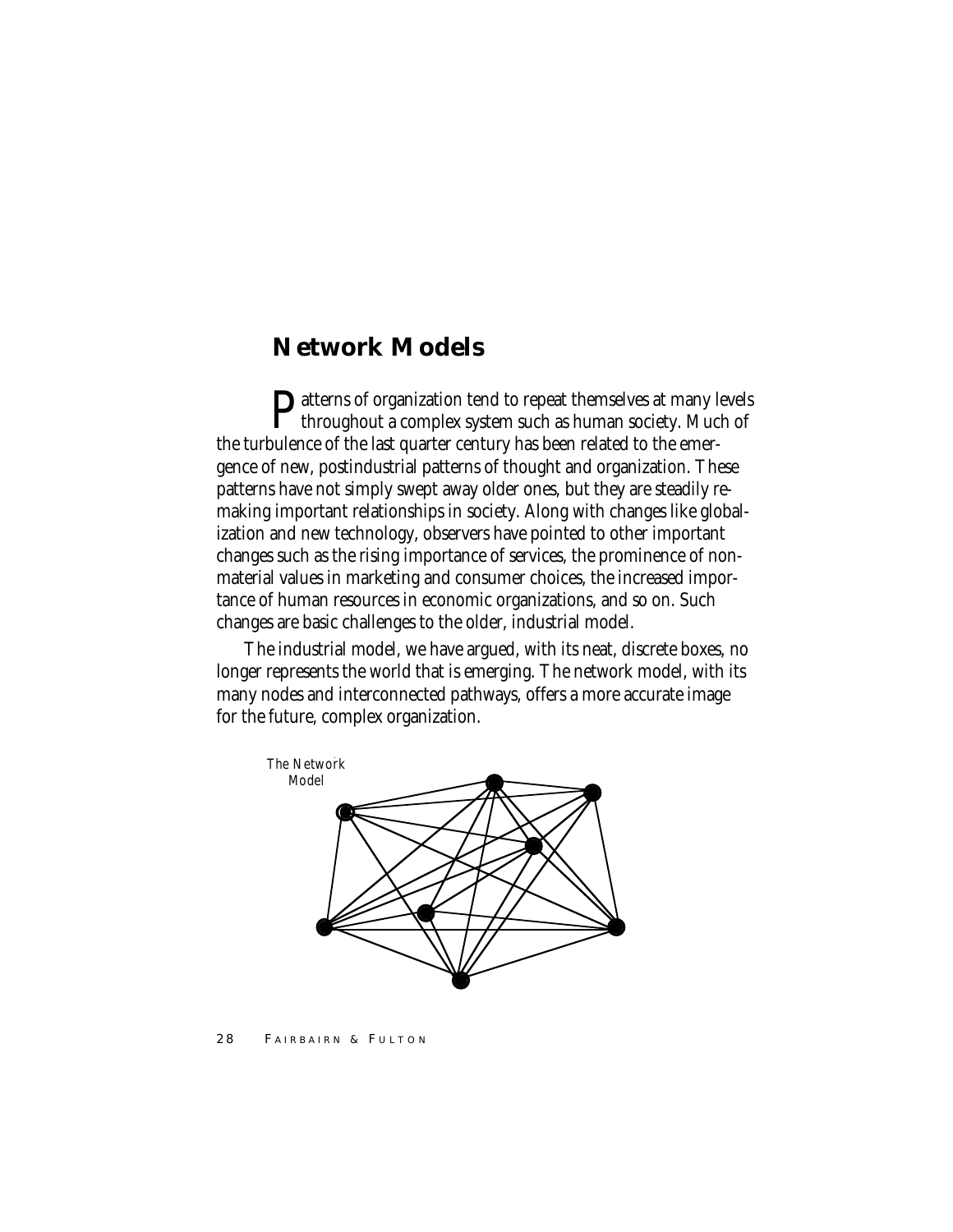## Network Models

Patterns of organization tend to repeat themselves at many levels throughout a complex system such as human society. Much of the turbulence of the last quarter century has been related to the emergence of new, postindustrial patterns of thought and organization. These patterns have not simply swept away older ones, but they are steadily remaking important relationships in society. Along with changes like globalization and new technology, observers have pointed to other important changes such as the rising importance of services, the prominence of nonmaterial values in marketing and consumer choices, the increased importance of human resources in economic organizations, and so on. Such changes are basic challenges to the older, industrial model.

The industrial model, we have argued, with its neat, discrete boxes, no longer represents the world that is emerging. The network model, with its many nodes and interconnected pathways, offers a more accurate image for the future, complex organization.

The Network Model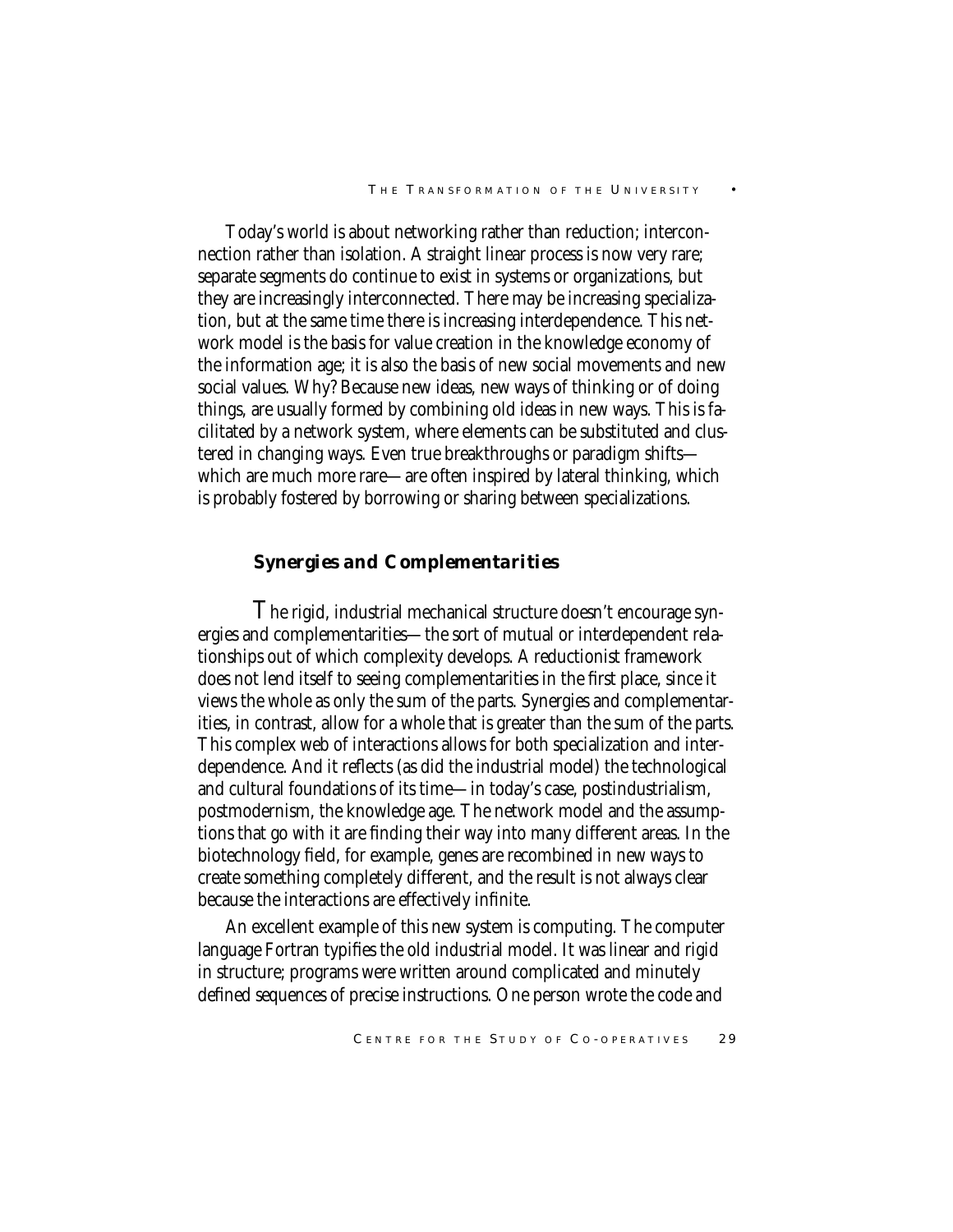Today's world is about networking rather than reduction; interconnection rather than isolation. A straight linear process is now very rare; separate segments do continue to exist in systems or organizations, but they are increasingly interconnected. There may be increasing specialization, but at the same time there is increasing interdependence. This network model is the basis for value creation in the knowledge economy of the information age; it is also the basis of new social movements and new social values. Why? Because new ideas, new ways of thinking or of doing things, are usually formed by combining old ideas in new ways. This is facilitated by a network system, where elements can be substituted and clustered in changing ways. Even true breakthroughs or paradigm shifts—which are much more rare—are often inspired by lateral thinking, which is probably fostered by borrowing or sharing between specializations.

### *Synergies and Complementarities*

The rigid, industrial mechanical structure doesn't encourage synergies and complementarities—the sort of mutual or interdependent relationships out of which complexity develops. A reductionist framework does not lend itself to seeing complementarities in the first place, since it views the whole as only the sum of the parts. Synergies and complementarities, in contrast, allow for a whole that is greater than the sum of the parts. This complex web of interactions allows for both specialization and interdependence. And it reflects (as did the industrial model) the technological and cultural foundations of its time—in today's case, postindustrialism, postmodernism, the knowledge age. The network model and the assumptions that go with it are finding their way into many different areas. In the biotechnology field, for example, genes are recombined in new ways to create something completely different, and the result is not always clear because the interactions are effectively infinite.

An excellent example of this new system is computing. The computer language Fortran typifies the old industrial model. It was linear and rigid in structure; programs were written around complicated and minutely defined sequences of precise instructions. One person wrote the code and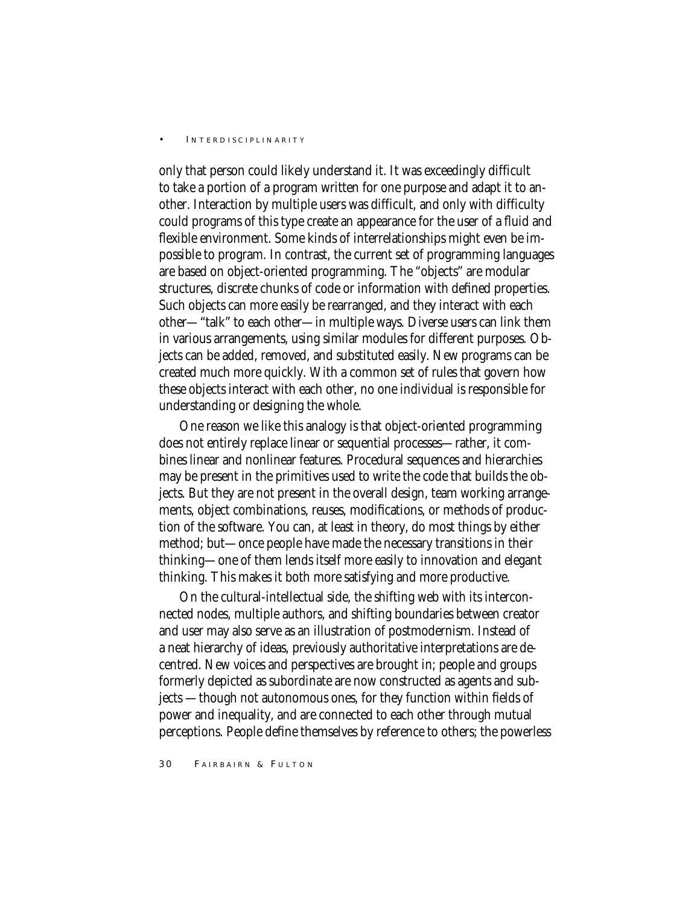only that person could likely understand it. It was exceedingly difficult to take a portion of a program written for one purpose and adapt it to another. Interaction by multiple users was difficult, and only with difficulty could programs of this type create an appearance for the user of a fluid and flexible environment. Some kinds of interrelationships might even be impossible to program. In contrast, the current set of programming languages are based on object-oriented programming. The "objects" are modular structures, discrete chunks of code or information with defined properties. Such objects can more easily be rearranged, and they interact with each other—"talk" to each other—in multiple ways. Diverse users can link them in various arrangements, using similar modules for different purposes. Objects can be added, removed, and substituted easily. New programs can be created much more quickly. With a common set of rules that govern how these objects interact with each other, no one individual is responsible for understanding or designing the whole.

One reason we like this analogy is that object-oriented programming does not entirely replace linear or sequential processes—rather, it combines linear and nonlinear features. Procedural sequences and hierarchies may be present in the primitives used to write the code that builds the objects. But they are not present in the overall design, team working arrangements, object combinations, reuses, modifications, or methods of production of the software. You can, at least in theory, do most things by either method; but—once people have made the necessary transitions in their thinking—one of them lends itself more easily to innovation and elegant thinking. This makes it both more satisfying and more productive.

On the cultural-intellectual side, the shifting web with its interconnected nodes, multiple authors, and shifting boundaries between creator and user may also serve as an illustration of postmodernism. Instead of a neat hierarchy of ideas, previously authoritative interpretations are decentred. New voices and perspectives are brought in; people and groups formerly depicted as subordinate are now constructed as agents and subjects—though not autonomous ones, for they function within fields of power and inequality, and are connected to each other through mutual perceptions. People define themselves by reference to others; the powerless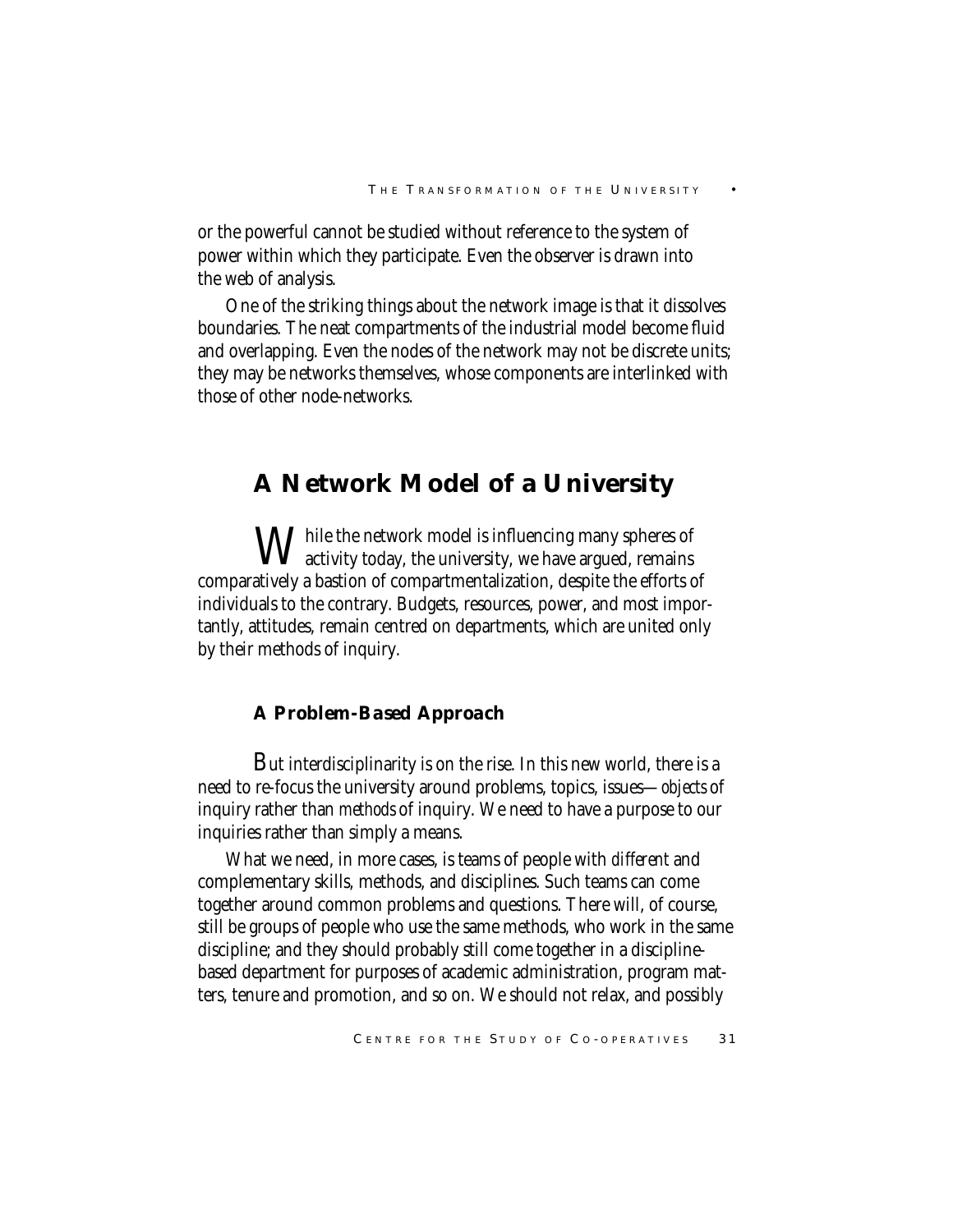or the powerful cannot be studied without reference to the system of power within which they participate. Even the observer is drawn into the web of analysis.

One of the striking things about the network image is that it dissolves boundaries. The neat compartments of the industrial model become fluid and overlapping. Even the nodes of the network may not be discrete units; they may be networks themselves, whose components are interlinked with those of other node-networks.

## A Network Model of a University

While the network model is influencing many spheres of activity today, the university, we have argued, remains comparatively a bastion of compartmentalization, despite the efforts of individuals to the contrary. Budgets, resources, power, and most importantly, attitudes, remain centred on departments, which are united only by their methods of inquiry.

### A Problem-Based Approach

But interdisciplinarity is on the rise. In this new world, there is a need to re-focus the university around problems, topics, issues—*objects* of inquiry rather than *methods* of inquiry. We need to have a purpose to our inquiries rather than simply a means.

What we need, in more cases, is teams of people with *different* and complementary skills, methods, and disciplines. Such teams can come together around common problems and questions. There will, of course, still be groups of people who use the same methods, who work in the same discipline; and they should probably still come together in a discipline-based department for purposes of academic administration, program matters, tenure and promotion, and so on. We should not relax, and possibly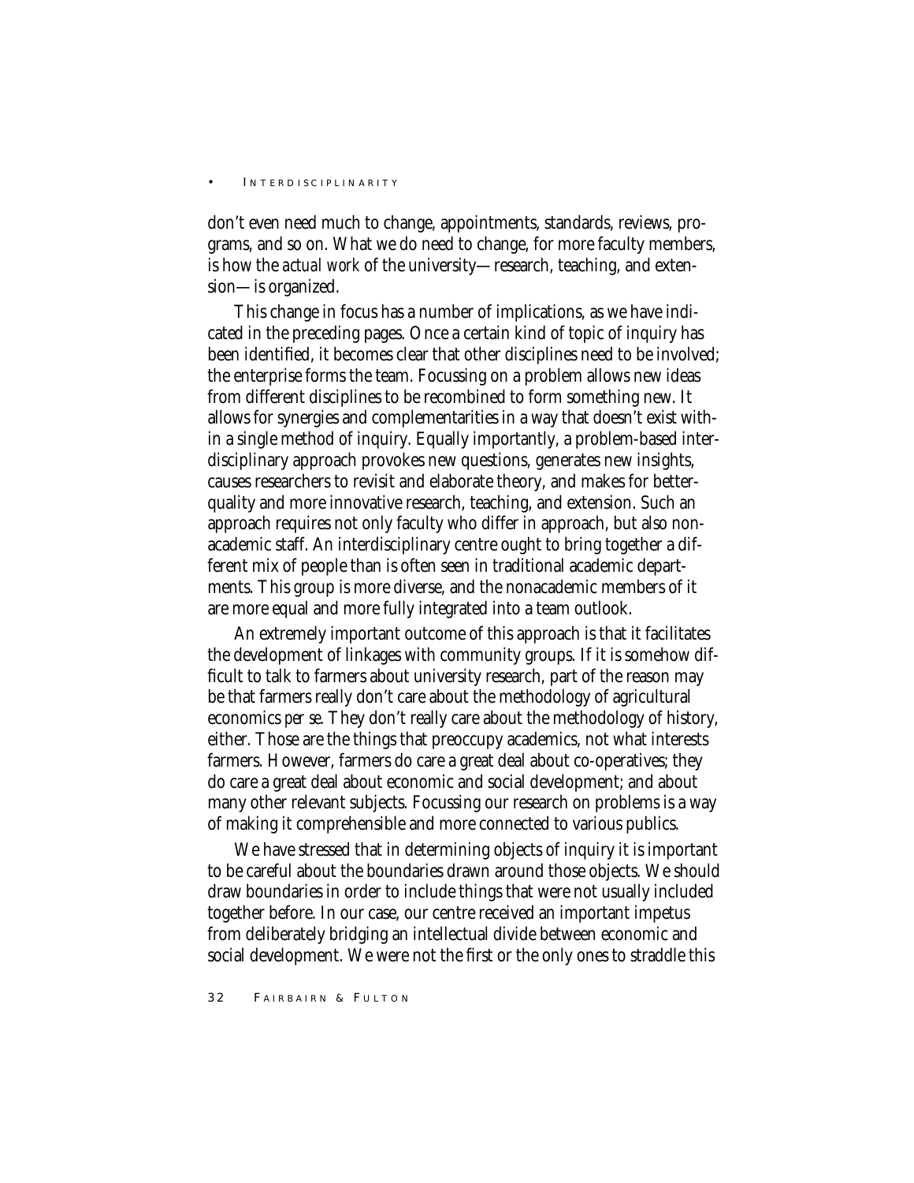don't even need much to change, appointments, standards, reviews, programs, and so on. What we do need to change, for more faculty members, is how the *actual work* of the university—research, teaching, and extension—is organized.

This change in focus has a number of implications, as we have indicated in the preceding pages. Once a certain kind of topic of inquiry has been identified, it becomes clear that other disciplines need to be involved; the enterprise forms the team. Focussing on a problem allows new ideas from different disciplines to be recombined to form something new. It allows for synergies and complementarities in a way that doesn't exist within a single method of inquiry. Equally importantly, a problem-based interdisciplinary approach provokes new questions, generates new insights, causes researchers to revisit and elaborate theory, and makes for better-quality and more innovative research, teaching, and extension. Such an approach requires not only faculty who differ in approach, but also nonacademic staff. An interdisciplinary centre ought to bring together a different mix of people than is often seen in traditional academic departments. This group is more diverse, and the nonacademic members of it are more equal and more fully integrated into a team outlook.

An extremely important outcome of this approach is that it facilitates the development of linkages with community groups. If it is somehow difficult to talk to farmers about university research, part of the reason may be that farmers really don't care about the methodology of agricultural economics *per se*. They don't really care about the methodology of history, either. Those are the things that preoccupy academics, not what interests farmers. However, farmers do care a great deal about co-operatives; they do care a great deal about economic and social development; and about many other relevant subjects. Focussing our research on problems is a way of making it comprehensible and more connected to various publics.

We have stressed that in determining objects of inquiry it is important to be careful about the boundaries drawn around those objects. We should draw boundaries in order to include things that were not usually included together before. In our case, our centre received an important impetus from deliberately bridging an intellectual divide between economic and social development. We were not the first or the only ones to straddle this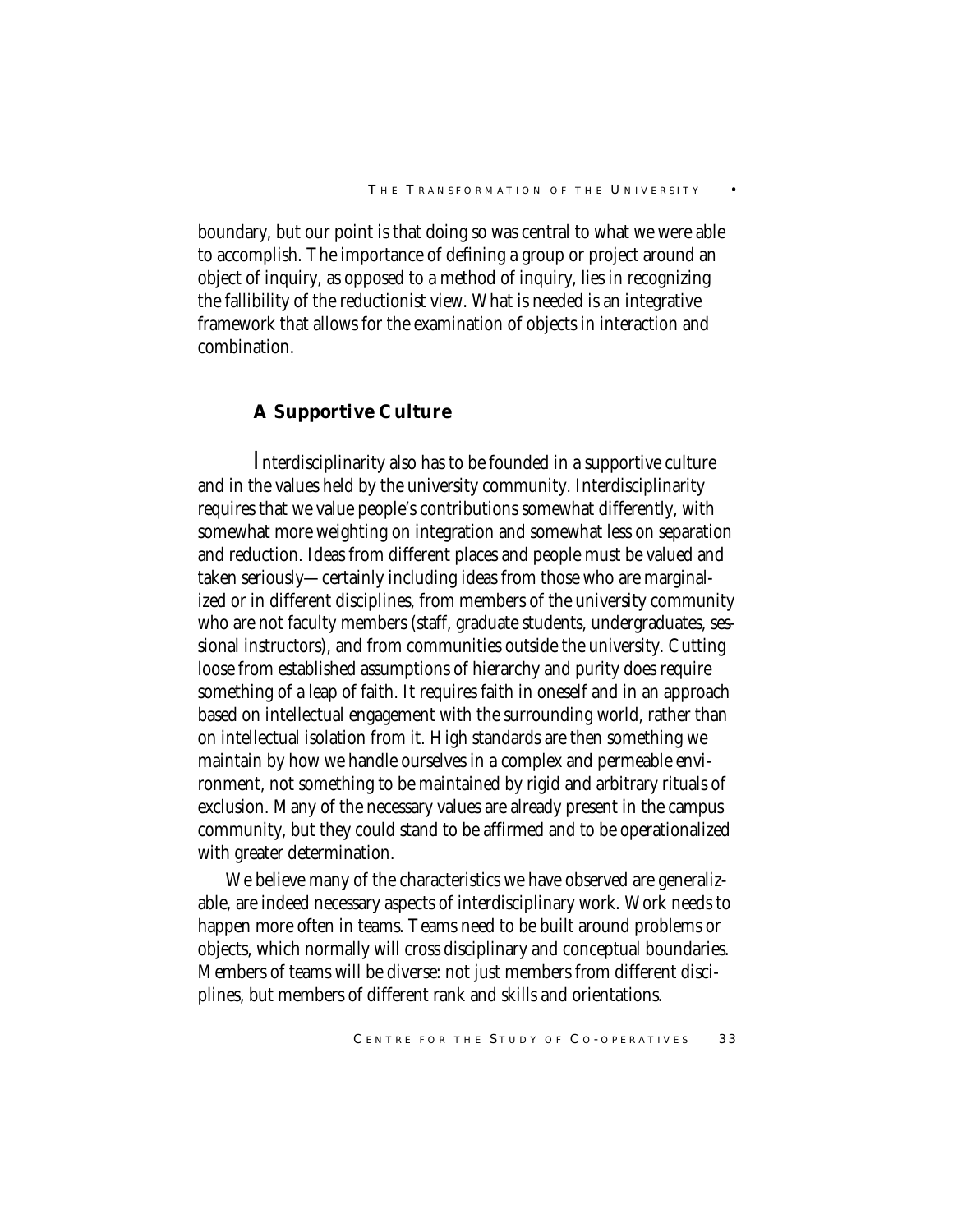boundary, but our point is that doing so was central to what we were able to accomplish. The importance of defining a group or project around an object of inquiry, as opposed to a method of inquiry, lies in recognizing the fallibility of the reductionist view. What is needed is an integrative framework that allows for the examination of objects in interaction and combination.

### A Supportive Culture

Interdisciplinarity also has to be founded in a supportive culture and in the values held by the university community. Interdisciplinarity requires that we value people's contributions somewhat differently, with somewhat more weighting on integration and somewhat less on separation and reduction. Ideas from different places and people must be valued and taken seriously—certainly including ideas from those who are marginalized or in different disciplines, from members of the university community who are not faculty members (staff, graduate students, undergraduates, sessional instructors), and from communities outside the university. Cutting loose from established assumptions of hierarchy and purity does require something of a leap of faith. It requires faith in oneself and in an approach based on intellectual engagement with the surrounding world, rather than on intellectual isolation from it. High standards are then something we maintain by how we handle ourselves in a complex and permeable environment, not something to be maintained by rigid and arbitrary rituals of exclusion. Many of the necessary values are already present in the campus community, but they could stand to be affirmed and to be operationalized with greater determination.

We believe many of the characteristics we have observed are generalizable, are indeed necessary aspects of interdisciplinary work. Work needs to happen more often in teams. Teams need to be built around problems or objects, which normally will cross disciplinary and conceptual boundaries. Members of teams will be diverse: not just members from different disciplines, but members of different rank and skills and orientations.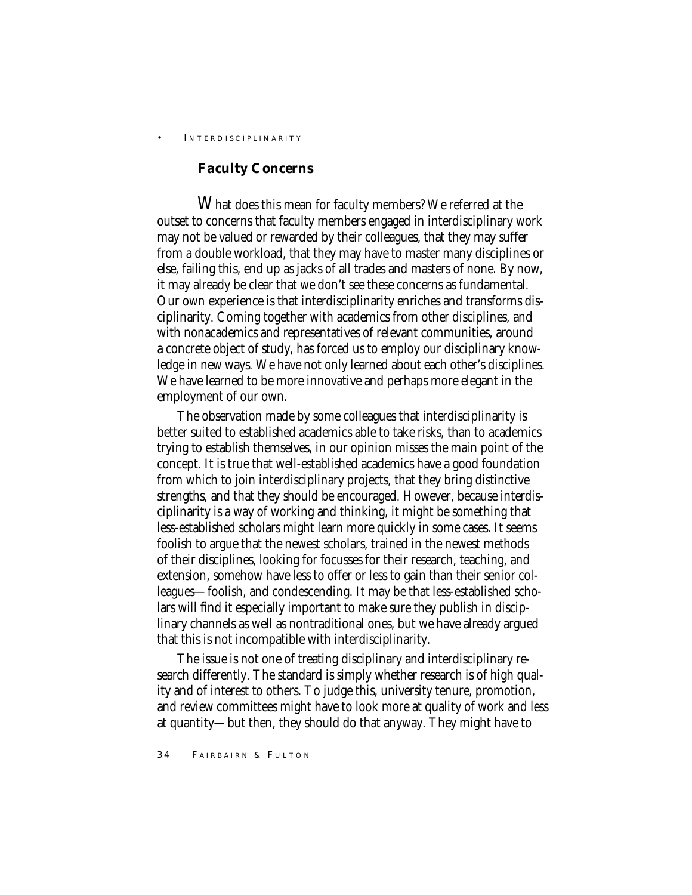## Faculty Concerns

What does this mean for faculty members? We referred at the outset to concerns that faculty members engaged in interdisciplinary work may not be valued or rewarded by their colleagues, that they may suffer from a double workload, that they may have to master many disciplines or else, failing this, end up as jacks of all trades and masters of none. By now, it may already be clear that we don't see these concerns as fundamental. Our own experience is that interdisciplinarity enriches and transforms disciplinarity. Coming together with academics from other disciplines, and with nonacademics and representatives of relevant communities, around a concrete object of study, has forced us to employ our disciplinary knowledge in new ways. We have not only learned about each other's disciplines. We have learned to be more innovative and perhaps more elegant in the employment of our own.

The observation made by some colleagues that interdisciplinarity is better suited to established academics able to take risks, than to academics trying to establish themselves, in our opinion misses the main point of the concept. It is true that well-established academics have a good foundation from which to join interdisciplinary projects, that they bring distinctive strengths, and that they should be encouraged. However, because interdisciplinarity is a way of working and thinking, it might be something that less-established scholars might learn more quickly in some cases. It seems foolish to argue that the newest scholars, trained in the newest methods of their disciplines, looking for focusses for their research, teaching, and extension, somehow have less to offer or less to gain than their senior colleagues—foolish, and condescending. It may be that less-established scholars will find it especially important to make sure they publish in disciplinary channels as well as nontraditional ones, but we have already argued that this is not incompatible with interdisciplinarity.

The issue is not one of treating disciplinary and interdisciplinary research differently. The standard is simply whether research is of high quality and of interest to others. To judge this, university tenure, promotion, and review committees might have to look more at quality of work and less at quantity—but then, they should do that anyway. They might have to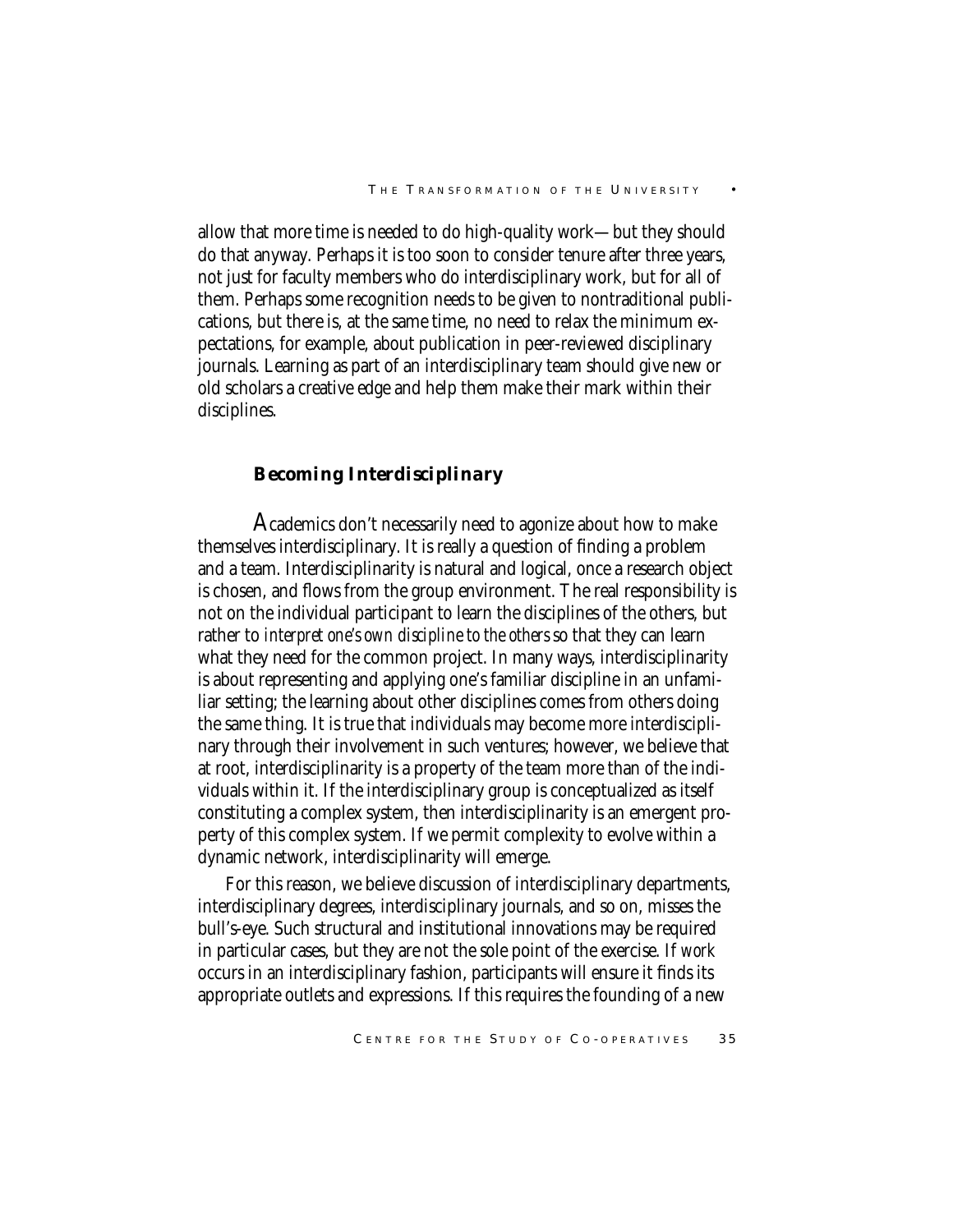allow that more time is needed to do high-quality work—but they should do that anyway. Perhaps it is too soon to consider tenure after three years, not just for faculty members who do interdisciplinary work, but for all of them. Perhaps some recognition needs to be given to nontraditional publications, but there is, at the same time, no need to relax the minimum expectations, for example, about publication in peer-reviewed disciplinary journals. Learning as part of an interdisciplinary team should give new or old scholars a creative edge and help them make their mark within their disciplines.

### Becoming Interdisciplinary

Academics don't necessarily need to agonize about how to make themselves interdisciplinary. It is really a question of finding a problem and a team. Interdisciplinarity is natural and logical, once a research object is chosen, and flows from the group environment. The real responsibility is not on the individual participant to learn the disciplines of the others, but rather to *interpret one's own discipline to the others* so that they can learn what they need for the common project. In many ways, interdisciplinarity is about representing and applying one's familiar discipline in an unfamiliar setting; the learning about other disciplines comes from others doing the same thing. It is true that individuals may become more interdisciplinary through their involvement in such ventures; however, we believe that at root, interdisciplinarity is a property of the team more than of the individuals within it. If the interdisciplinary group is conceptualized as itself constituting a complex system, then interdisciplinarity is an emergent property of this complex system. If we permit complexity to evolve within a dynamic network, interdisciplinarity will emerge.

For this reason, we believe discussion of interdisciplinary departments, interdisciplinary degrees, interdisciplinary journals, and so on, misses the bull's-eye. Such structural and institutional innovations may be required in particular cases, but they are not the sole point of the exercise. If *work* occurs in an interdisciplinary fashion, participants will ensure it finds its appropriate outlets and expressions. If this requires the founding of a new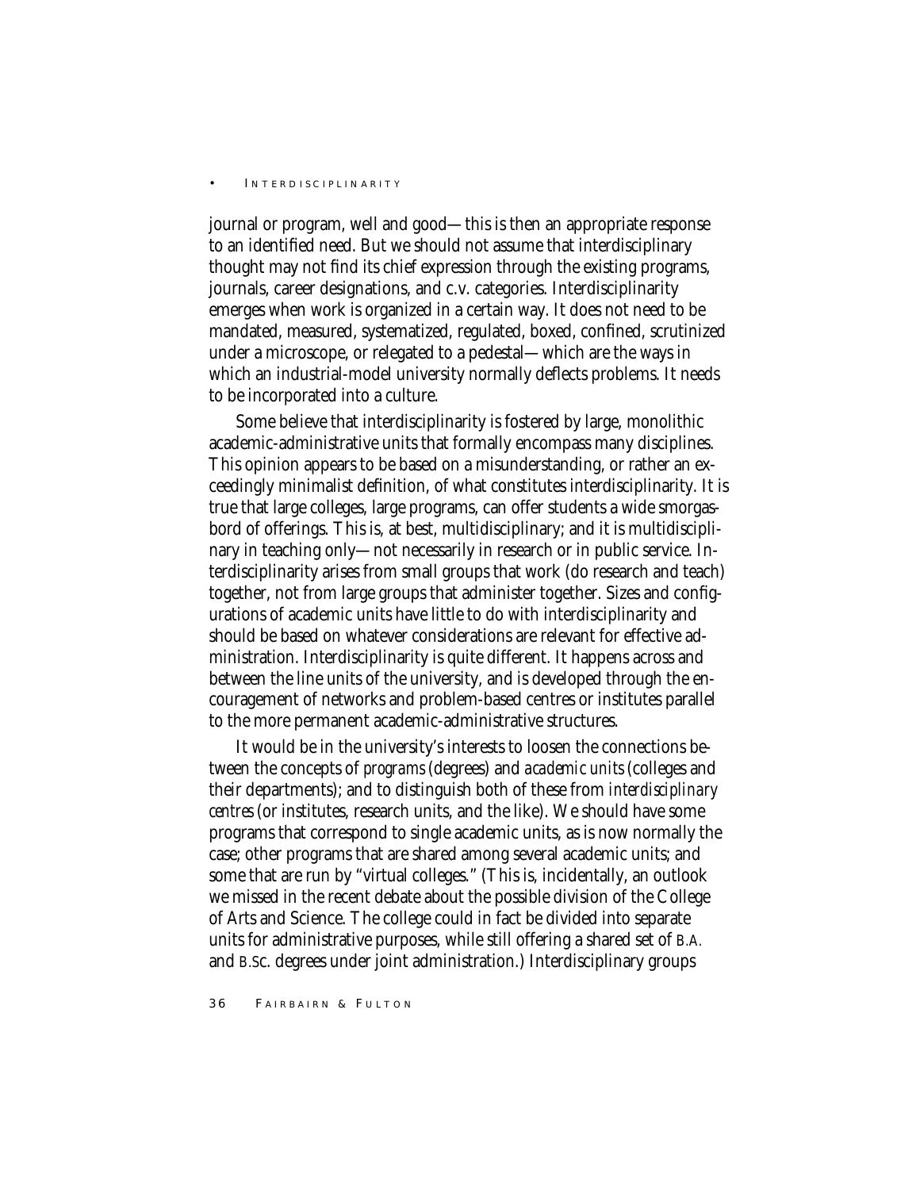journal or program, well and good—this is then an appropriate response to an identified need. But we should not assume that interdisciplinary thought may not find its chief expression through the existing programs, journals, career designations, and c.v. categories. Interdisciplinarity emerges when work is organized in a certain way. It does not need to be mandated, measured, systematized, regulated, boxed, confined, scrutinized under a microscope, or relegated to a pedestal—which are the ways in which an industrial-model university normally deflects problems. It needs to be incorporated into a culture.

Some believe that interdisciplinarity is fostered by large, monolithic academic-administrative units that formally encompass many disciplines. This opinion appears to be based on a misunderstanding, or rather an exceedingly minimalist definition, of what constitutes interdisciplinarity. It is true that large colleges, large programs, can offer students a wide smorgasbord of offerings. This is, at best, multidisciplinary; and it is multidisciplinary in teaching only—not necessarily in research or in public service. Interdisciplinarity arises from small groups that work (do research and teach) together, not from large groups that administer together. Sizes and configurations of academic units have little to do with interdisciplinarity and should be based on whatever considerations are relevant for effective administration. Interdisciplinarity is quite different. It happens across and between the line units of the university, and is developed through the encouragement of networks and problem-based centres or institutes parallel to the more permanent academic-administrative structures.

It would be in the university's interests to loosen the connections between the concepts of *programs* (degrees) and *academic units* (colleges and their departments); and to distinguish both of these from *interdisciplinary centres* (or institutes, research units, and the like). We should have some programs that correspond to single academic units, as is now normally the case; other programs that are shared among several academic units; and some that are run by "virtual colleges." (This is, incidentally, an outlook we missed in the recent debate about the possible division of the College of Arts and Science. The college could in fact be divided into separate units for administrative purposes, while still offering a shared set of B.A. and B.Sc. degrees under joint administration.) Interdisciplinary groups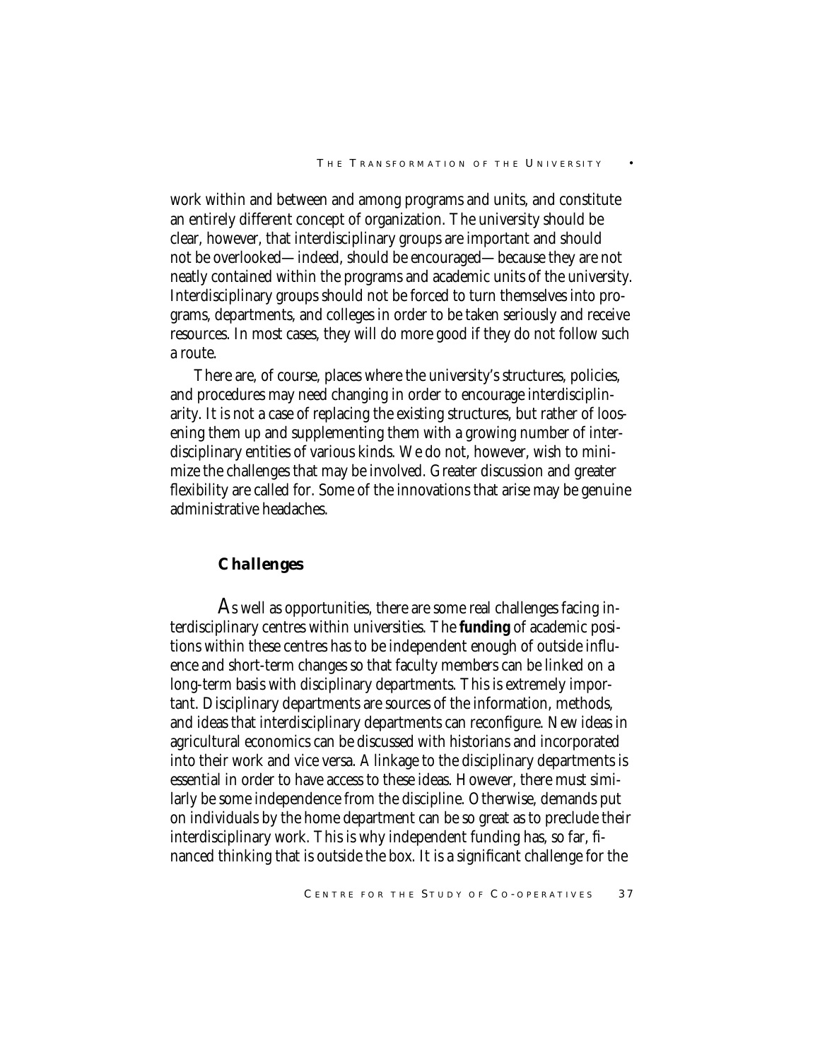work within and between and among programs and units, and constitute an entirely different concept of organization. The university should be clear, however, that interdisciplinary groups are important and should not be overlooked—indeed, should be encouraged—because they are not neatly contained within the programs and academic units of the university. Interdisciplinary groups should not be forced to turn themselves into programs, departments, and colleges in order to be taken seriously and receive resources. In most cases, they will do more good if they do not follow such a route.

There are, of course, places where the university's structures, policies, and procedures may need changing in order to encourage interdisciplinarity. It is not a case of replacing the existing structures, but rather of loosening them up and supplementing them with a growing number of interdisciplinary entities of various kinds. We do not, however, wish to minimize the challenges that may be involved. Greater discussion and greater flexibility are called for. Some of the innovations that arise may be genuine administrative headaches.

### *Challenges*

As well as opportunities, there are some real challenges facing interdisciplinary centres within universities. The **funding** of academic positions within these centres has to be independent enough of outside influence and short-term changes so that faculty members can be linked on a long-term basis with disciplinary departments. This is extremely important. Disciplinary departments are sources of the information, methods, and ideas that interdisciplinary departments can reconfigure. New ideas in agricultural economics can be discussed with historians and incorporated into their work and vice versa. A linkage to the disciplinary departments is essential in order to have access to these ideas. However, there must similarly be some independence from the discipline. Otherwise, demands put on individuals by the home department can be so great as to preclude their interdisciplinary work. This is why independent funding has, so far, financed thinking that is outside the box. It is a significant challenge for the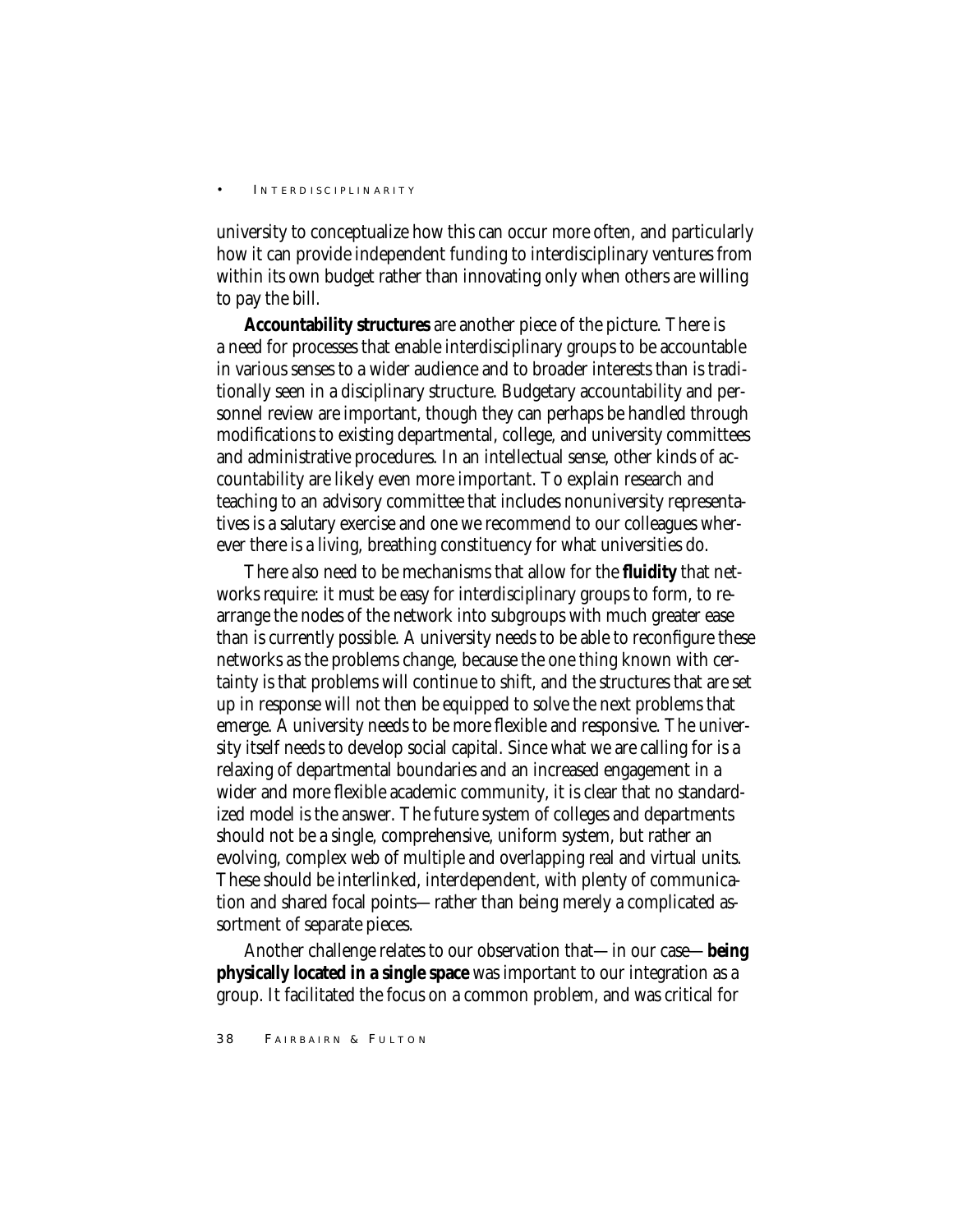university to conceptualize how this can occur more often, and particularly how it can provide independent funding to interdisciplinary ventures from within its own budget rather than innovating only when others are willing to pay the bill.

**Accountability structures** are another piece of the picture. There is a need for processes that enable interdisciplinary groups to be accountable in various senses to a wider audience and to broader interests than is traditionally seen in a disciplinary structure. Budgetary accountability and personnel review are important, though they can perhaps be handled through modifications to existing departmental, college, and university committees and administrative procedures. In an intellectual sense, other kinds of accountability are likely even more important. To explain research and teaching to an advisory committee that includes nonuniversity representatives is a salutary exercise and one we recommend to our colleagues wherever there is a living, breathing constituency for what universities do.

There also need to be mechanisms that allow for the **fluidity** that networks require: it must be easy for interdisciplinary groups to form, to rearrange the nodes of the network into subgroups with much greater ease than is currently possible. A university needs to be able to reconfigure these networks as the problems change, because the one thing known with certainty is that problems will continue to shift, and the structures that are set up in response will not then be equipped to solve the next problems that emerge. A university needs to be more flexible and responsive. The university itself needs to develop social capital. Since what we are calling for is a relaxing of departmental boundaries and an increased engagement in a wider and more flexible academic community, it is clear that no standardized model is the answer. The future system of colleges and departments should not be a single, comprehensive, uniform system, but rather an evolving, complex web of multiple and overlapping real and virtual units. These should be interlinked, interdependent, with plenty of communication and shared focal points—rather than being merely a complicated assortment of separate pieces.

Another challenge relates to our observation that—in our case—**being physically located in a single space** was important to our integration as a group. It facilitated the focus on a common problem, and was critical for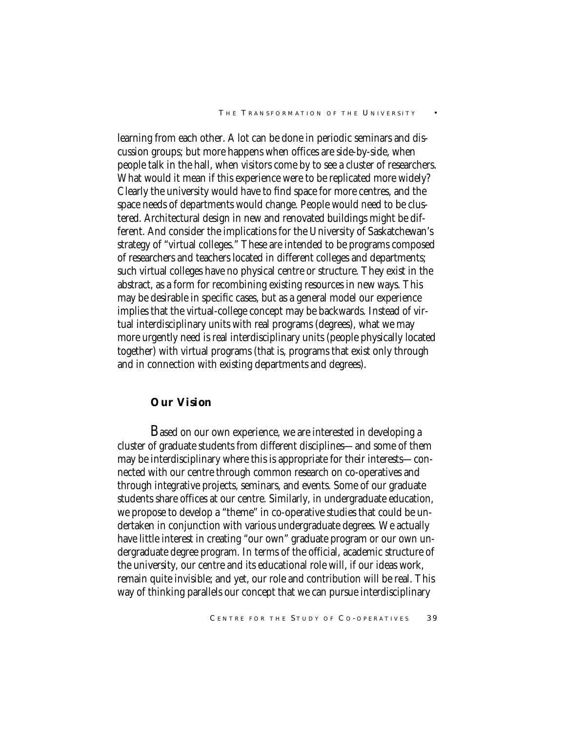learning from each other. A lot can be done in periodic seminars and discussion groups; but more happens when offices are side-by-side, when people talk in the hall, when visitors come by to see a cluster of researchers. What would it mean if this experience were to be replicated more widely? Clearly the university would have to find space for more centres, and the space needs of departments would change. People would need to be clustered. Architectural design in new and renovated buildings might be different. And consider the implications for the University of Saskatchewan's strategy of "virtual colleges." These are intended to be programs composed of researchers and teachers located in different colleges and departments; such virtual colleges have no physical centre or structure. They exist in the abstract, as a form for recombining existing resources in new ways. This may be desirable in specific cases, but as a general model our experience implies that the virtual-college concept may be backwards. Instead of virtual interdisciplinary units with real programs (degrees), what we may more urgently need is real interdisciplinary units (people physically located together) with virtual programs (that is, programs that exist only through and in connection with existing departments and degrees).

## Our Vision

Based on our own experience, we are interested in developing a cluster of graduate students from different disciplines—and some of them may be interdisciplinary where this is appropriate for their interests—connected with our centre through common research on co-operatives and through integrative projects, seminars, and events. Some of our graduate students share offices at our centre. Similarly, in undergraduate education, we propose to develop a "theme" in co-operative studies that could be undertaken in conjunction with various undergraduate degrees. We actually have little interest in creating "our own" graduate program or our own undergraduate degree program. In terms of the official, academic structure of the university, our centre and its educational role will, if our ideas work, remain quite invisible; and yet, our role and contribution will be real. This way of thinking parallels our concept that we can pursue interdisciplinary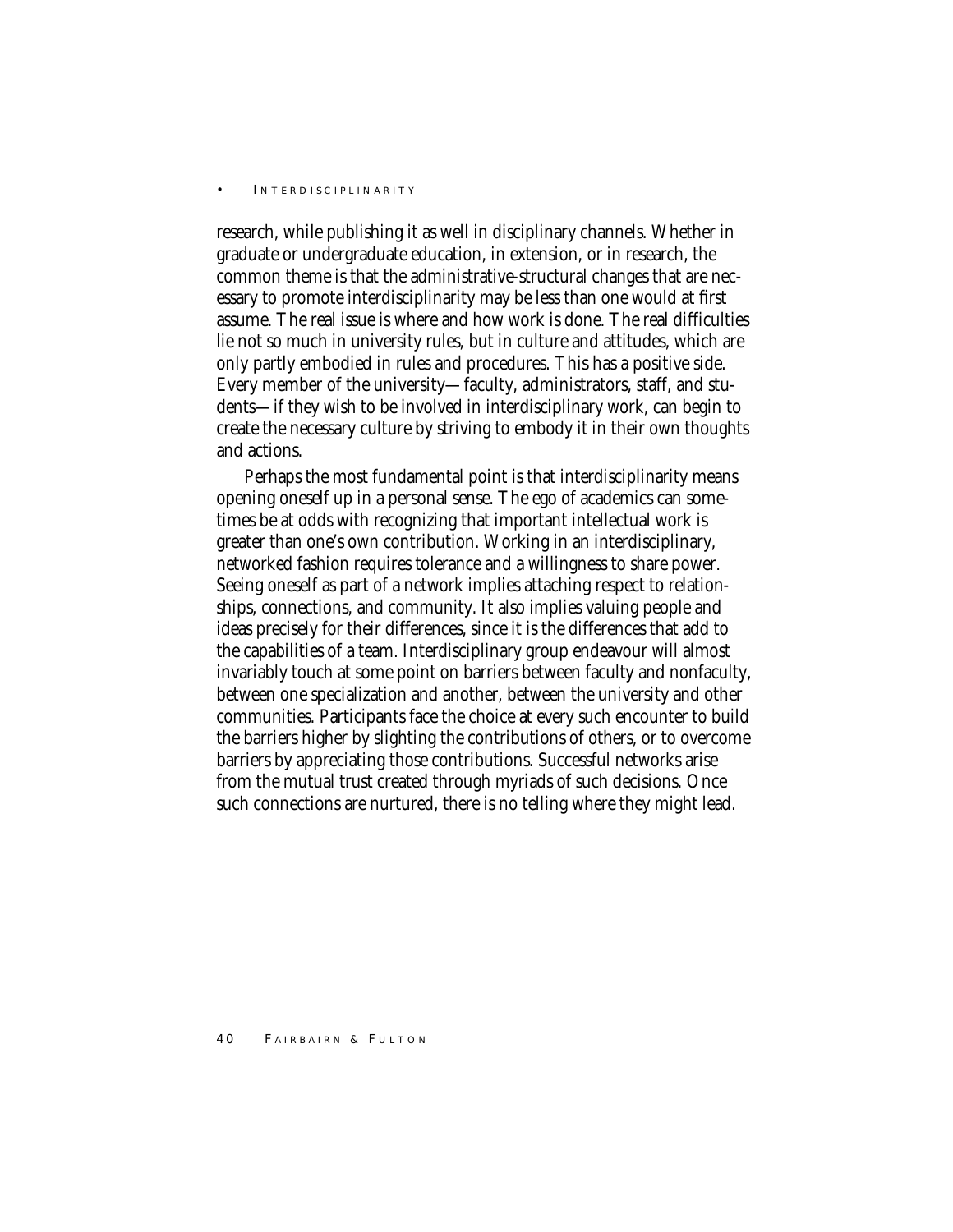research, while publishing it as well in disciplinary channels. Whether in graduate or undergraduate education, in extension, or in research, the common theme is that the administrative-structural changes that are necessary to promote interdisciplinarity may be less than one would at first assume. The real issue is where and how work is done. The real difficulties lie not so much in university rules, but in culture and attitudes, which are only partly embodied in rules and procedures. This has a positive side. Every member of the university—faculty, administrators, staff, and students—if they wish to be involved in interdisciplinary work, can begin to create the necessary culture by striving to embody it in their own thoughts and actions.

Perhaps the most fundamental point is that interdisciplinarity means opening oneself up in a personal sense. The ego of academics can sometimes be at odds with recognizing that important intellectual work is greater than one's own contribution. Working in an interdisciplinary, networked fashion requires tolerance and a willingness to share power. Seeing oneself as part of a network implies attaching respect to relationships, connections, and community. It also implies valuing people and ideas precisely for their differences, since it is the differences that add to the capabilities of a team. Interdisciplinary group endeavour will almost invariably touch at some point on barriers between faculty and nonfaculty, between one specialization and another, between the university and other communities. Participants face the choice at every such encounter to build the barriers higher by slighting the contributions of others, or to overcome barriers by appreciating those contributions. Successful networks arise from the mutual trust created through myriads of such decisions. Once such connections are nurtured, there is no telling where they might lead.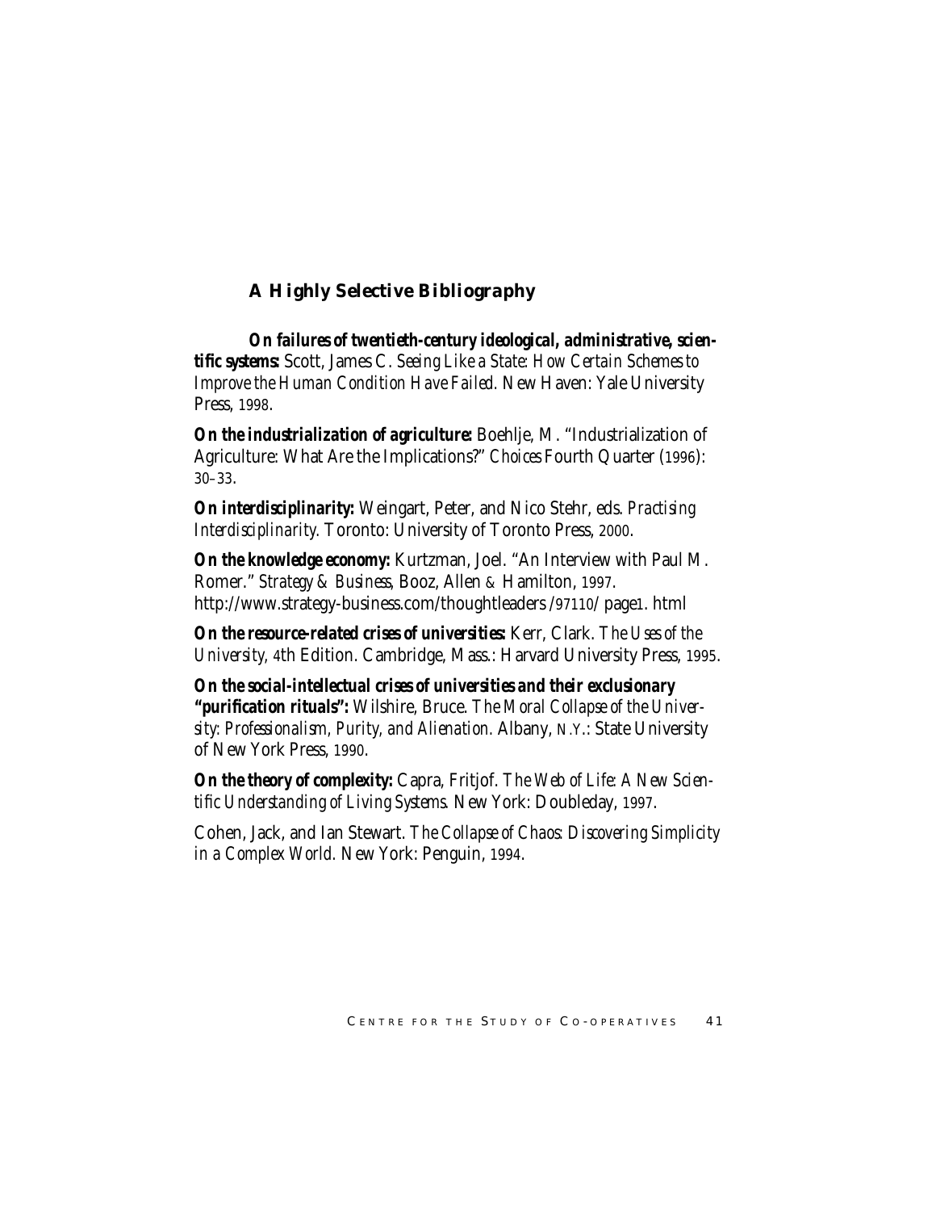## A Highly Selective Bibliography

***On failures of twentieth-century ideological, administrative, scientific systems:*** Scott, James C. *Seeing Like a State: How Certain Schemes to Improve the Human Condition Have Failed.* New Haven: Yale University Press, 1998.

***On the industrialization of agriculture:*** Boehlje, M. "Industrialization of Agriculture: What Are the Implications?" *Choices* Fourth Quarter (1996): 30–33.

***On interdisciplinarity:*** Weingart, Peter, and Nico Stehr, eds. *Practising Interdisciplinarity*. Toronto: University of Toronto Press, 2000.

***On the knowledge economy:*** Kurtzman, Joel. "An Interview with Paul M. Romer." *Strategy & Business,* Booz, Allen & Hamilton, 1997. http://www.strategy-business.com/thoughtleaders /97110/ page1. html

***On the resource-related crises of universities:*** Kerr, Clark. *The Uses of the University,* 4th Edition. Cambridge, Mass.: Harvard University Press, 1995.

***On the social-intellectual crises of universities and their exclusionary "purification rituals":*** Wilshire, Bruce. *The Moral Collapse of the University: Professionalism, Purity, and Alienation.* Albany, N.Y.: State University of New York Press, 1990.

***On the theory of complexity:*** Capra, Fritjof. *The Web of Life: A New Scientific Understanding of Living Systems.* New York: Doubleday, 1997.

Cohen, Jack, and Ian Stewart. *The Collapse of Chaos: Discovering Simplicity in a Complex World.* New York: Penguin, 1994.